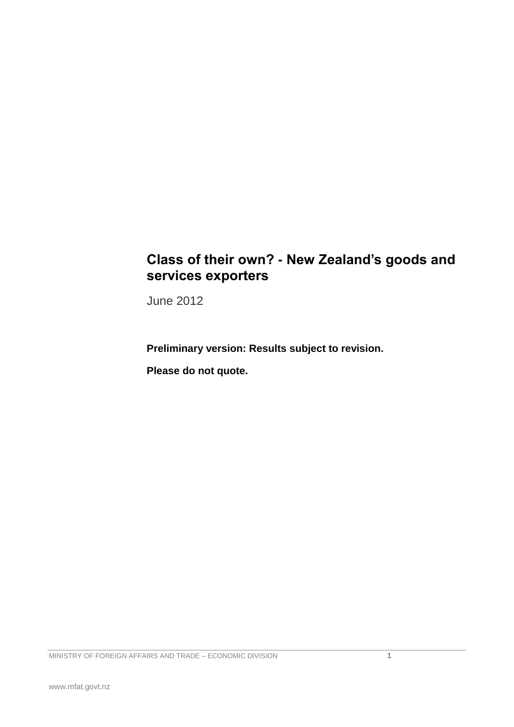# Class of their own? - New Zealand's goods and services exporters

June 2012

**Preliminary version: Results subject to revision.**

**Please do not quote.**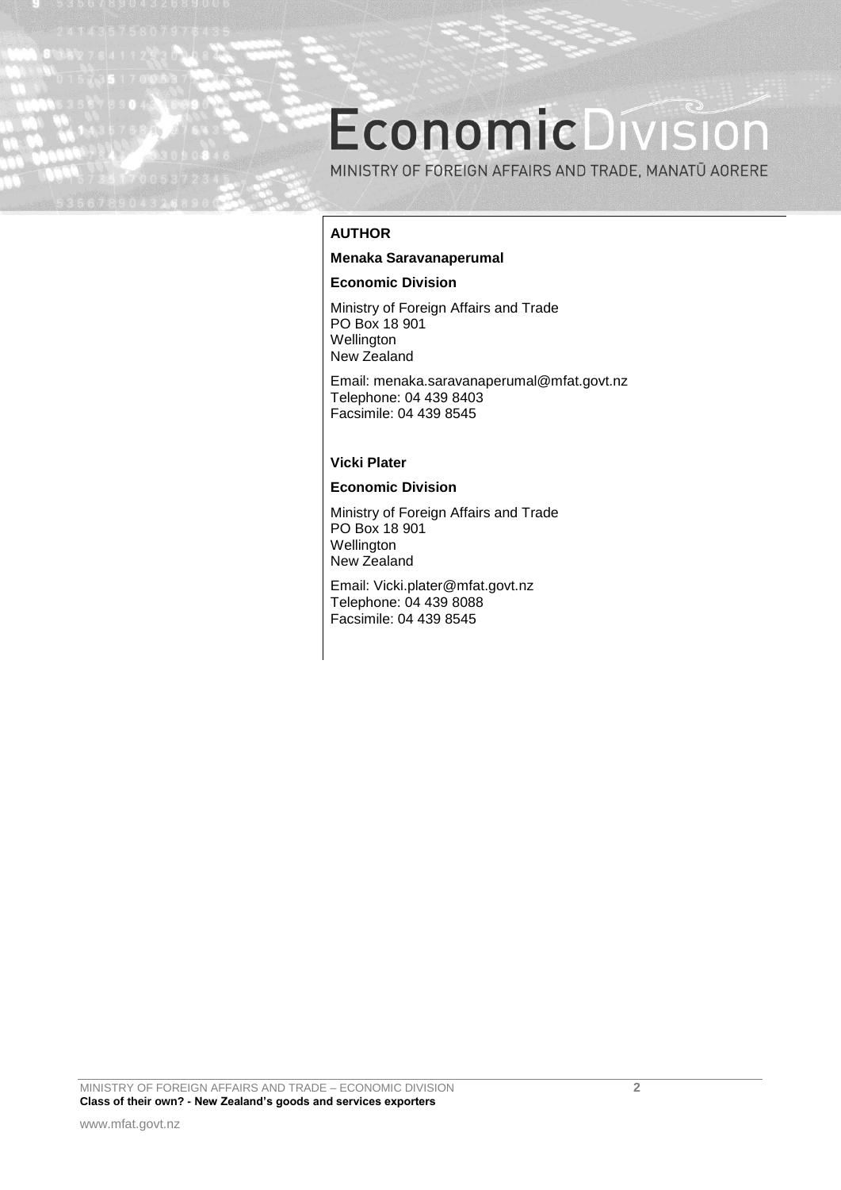# Economic Division

MINISTRY OF FOREIGN AFFAIRS AND TRADE, MANATŪ AORERE

**AUTHOR**

**Menaka Saravanaperumal**

**Economic Division**

Ministry of Foreign Affairs and Trade
PO Box 18 901
Wellington
New Zealand

Email: menaka.saravanaperumal@mfat.govt.nz
Telephone: 04 439 8403
Facsimile: 04 439 8545

**Vicki Plater**

**Economic Division**

Ministry of Foreign Affairs and Trade
PO Box 18 901
Wellington
New Zealand

Email: Vicki.plater@mfat.govt.nz
Telephone: 04 439 8088
Facsimile: 04 439 8545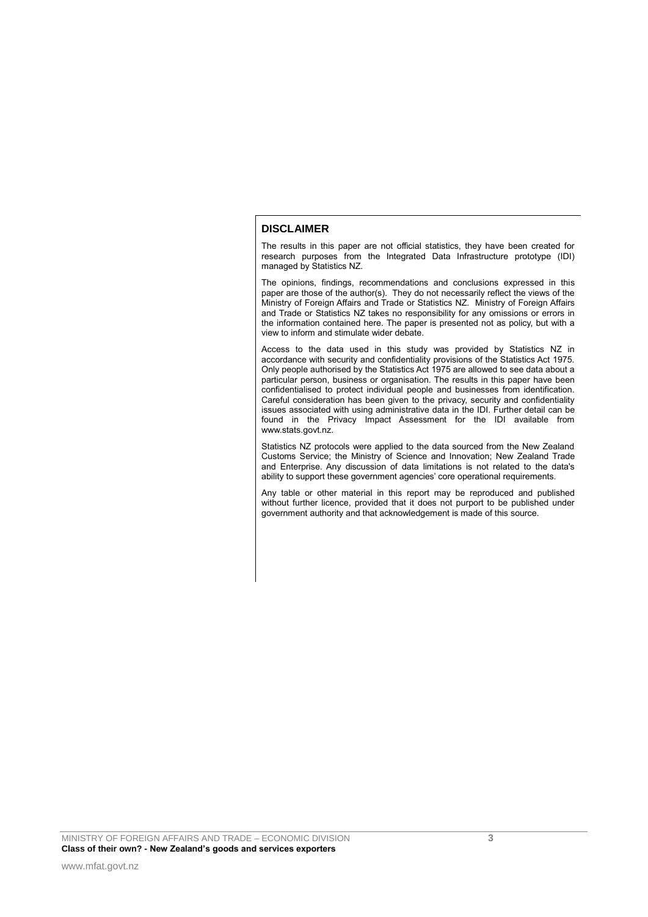## DISCLAIMER

The results in this paper are not official statistics, they have been created for research purposes from the Integrated Data Infrastructure prototype (IDI) managed by Statistics NZ.

The opinions, findings, recommendations and conclusions expressed in this paper are those of the author(s). They do not necessarily reflect the views of the Ministry of Foreign Affairs and Trade or Statistics NZ. Ministry of Foreign Affairs and Trade or Statistics NZ takes no responsibility for any omissions or errors in the information contained here. The paper is presented not as policy, but with a view to inform and stimulate wider debate.

Access to the data used in this study was provided by Statistics NZ in accordance with security and confidentiality provisions of the Statistics Act 1975. Only people authorised by the Statistics Act 1975 are allowed to see data about a particular person, business or organisation. The results in this paper have been confidentialised to protect individual people and businesses from identification. Careful consideration has been given to the privacy, security and confidentiality issues associated with using administrative data in the IDI. Further detail can be found in the Privacy Impact Assessment for the IDI available from www.stats.govt.nz.

Statistics NZ protocols were applied to the data sourced from the New Zealand Customs Service; the Ministry of Science and Innovation; New Zealand Trade and Enterprise. Any discussion of data limitations is not related to the data's ability to support these government agencies' core operational requirements.

Any table or other material in this report may be reproduced and published without further licence, provided that it does not purport to be published under government authority and that acknowledgement is made of this source.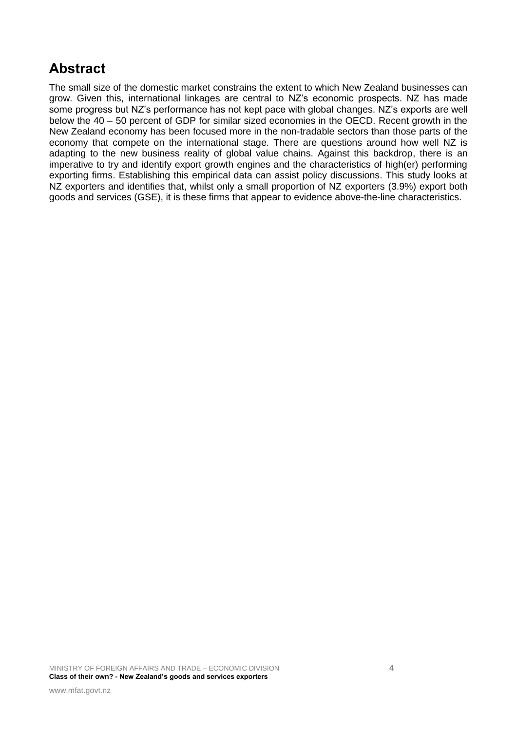## Abstract

The small size of the domestic market constrains the extent to which New Zealand businesses can grow. Given this, international linkages are central to NZ's economic prospects. NZ has made some progress but NZ's performance has not kept pace with global changes. NZ's exports are well below the 40 – 50 percent of GDP for similar sized economies in the OECD. Recent growth in the New Zealand economy has been focused more in the non-tradable sectors than those parts of the economy that compete on the international stage. There are questions around how well NZ is adapting to the new business reality of global value chains. Against this backdrop, there is an imperative to try and identify export growth engines and the characteristics of high(er) performing exporting firms. Establishing this empirical data can assist policy discussions. This study looks at NZ exporters and identifies that, whilst only a small proportion of NZ exporters (3.9%) export both goods <u>and</u> services (GSE), it is these firms that appear to evidence above-the-line characteristics.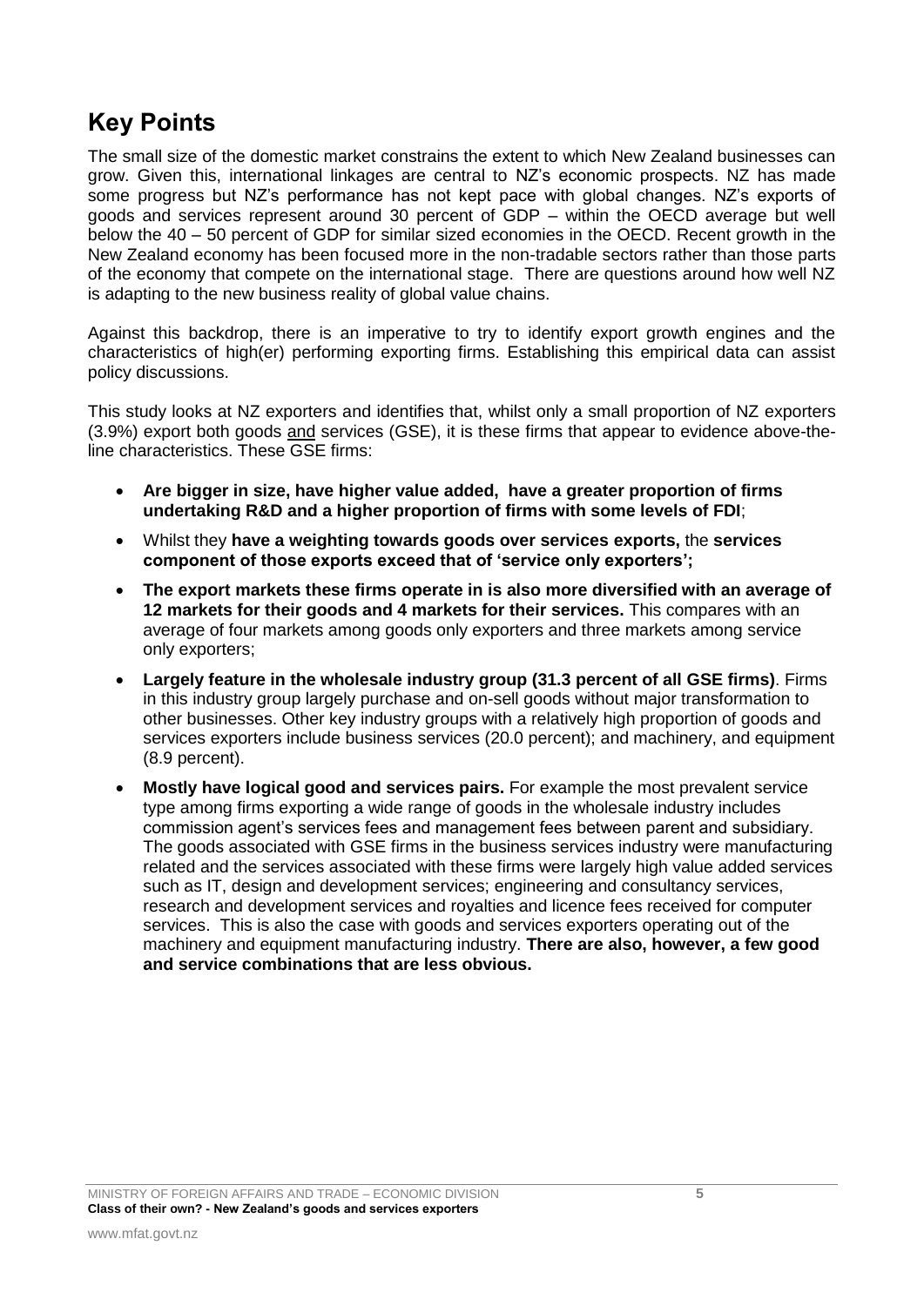# Key Points

The small size of the domestic market constrains the extent to which New Zealand businesses can grow. Given this, international linkages are central to NZ's economic prospects. NZ has made some progress but NZ's performance has not kept pace with global changes. NZ's exports of goods and services represent around 30 percent of GDP – within the OECD average but well below the 40 – 50 percent of GDP for similar sized economies in the OECD. Recent growth in the New Zealand economy has been focused more in the non-tradable sectors rather than those parts of the economy that compete on the international stage. There are questions around how well NZ is adapting to the new business reality of global value chains.

Against this backdrop, there is an imperative to try to identify export growth engines and the characteristics of high(er) performing exporting firms. Establishing this empirical data can assist policy discussions.

This study looks at NZ exporters and identifies that, whilst only a small proportion of NZ exporters (3.9%) export both goods and services (GSE), it is these firms that appear to evidence above-the-line characteristics. These GSE firms:

- **Are bigger in size, have higher value added, have a greater proportion of firms undertaking R&D and a higher proportion of firms with some levels of FDI**;
- Whilst they **have a weighting towards goods over services exports,** the **services component of those exports exceed that of 'service only exporters';**
- **The export markets these firms operate in is also more diversified with an average of 12 markets for their goods and 4 markets for their services.** This compares with an average of four markets among goods only exporters and three markets among service only exporters;
- **Largely feature in the wholesale industry group (31.3 percent of all GSE firms)**. Firms in this industry group largely purchase and on-sell goods without major transformation to other businesses. Other key industry groups with a relatively high proportion of goods and services exporters include business services (20.0 percent); and machinery, and equipment (8.9 percent).
- **Mostly have logical good and services pairs.** For example the most prevalent service type among firms exporting a wide range of goods in the wholesale industry includes commission agent's services fees and management fees between parent and subsidiary. The goods associated with GSE firms in the business services industry were manufacturing related and the services associated with these firms were largely high value added services such as IT, design and development services; engineering and consultancy services, research and development services and royalties and licence fees received for computer services. This is also the case with goods and services exporters operating out of the machinery and equipment manufacturing industry. **There are also, however, a few good and service combinations that are less obvious.**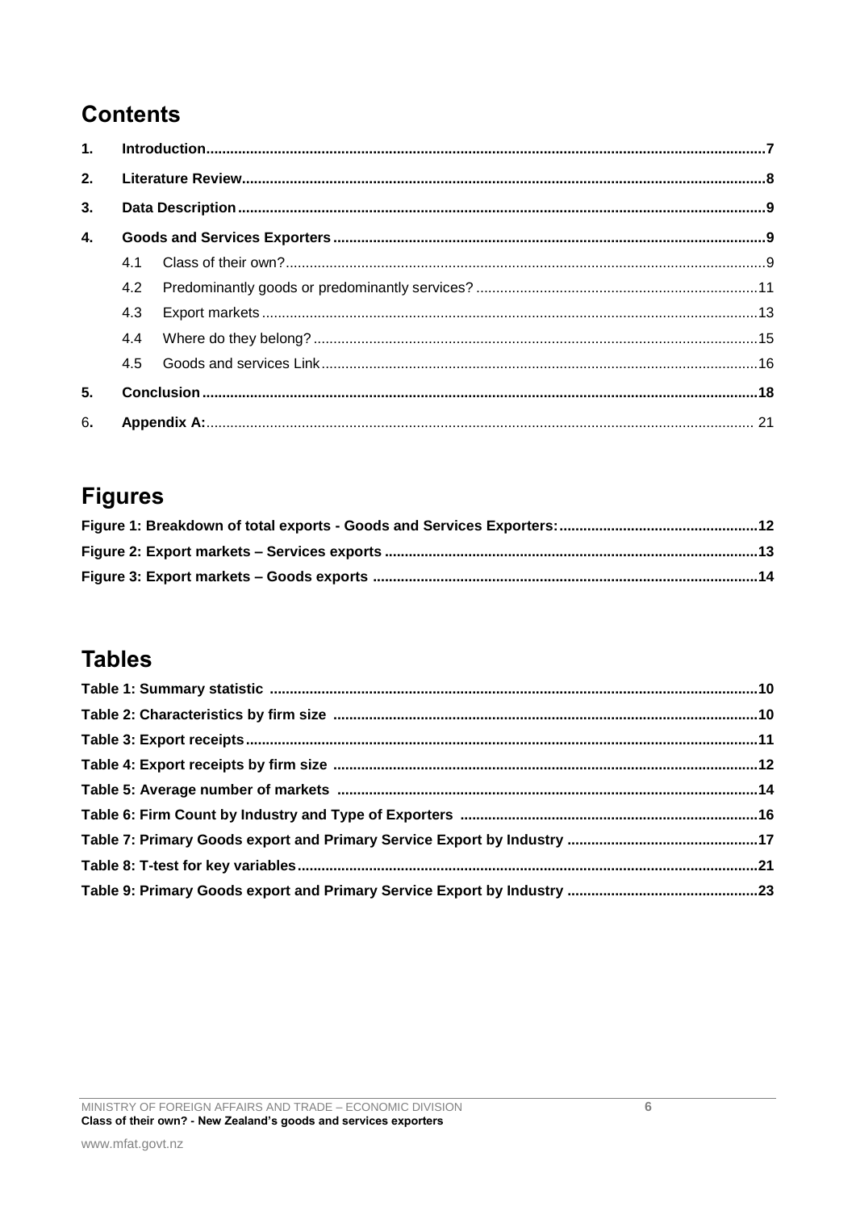## Contents

| | | |
|---|---|---|
| 1. | **Introduction** | **7** |
| 2. | **Literature Review** | **8** |
| 3. | **Data Description** | **9** |
| 4. | **Goods and Services Exporters** | **9** |
| | 4.1 Class of their own? | 9 |
| | 4.2 Predominantly goods or predominantly services? | 11 |
| | 4.3 Export markets | 13 |
| | 4.4 Where do they belong? | 15 |
| | 4.5 Goods and services Link | 16 |
| 5. | **Conclusion** | **18** |
| 6. | **Appendix A:** | 21 |

## Figures

| | |
|---|---|
| **Figure 1: Breakdown of total exports - Goods and Services Exporters:** | **12** |
| **Figure 2: Export markets – Services exports** | **13** |
| **Figure 3: Export markets – Goods exports** | **14** |

## Tables

| | |
|---|---|
| **Table 1: Summary statistic** | **10** |
| **Table 2: Characteristics by firm size** | **10** |
| **Table 3: Export receipts** | **11** |
| **Table 4: Export receipts by firm size** | **12** |
| **Table 5: Average number of markets** | **14** |
| **Table 6: Firm Count by Industry and Type of Exporters** | **16** |
| **Table 7: Primary Goods export and Primary Service Export by Industry** | **17** |
| **Table 8: T-test for key variables** | **21** |
| **Table 9: Primary Goods export and Primary Service Export by Industry** | **23** |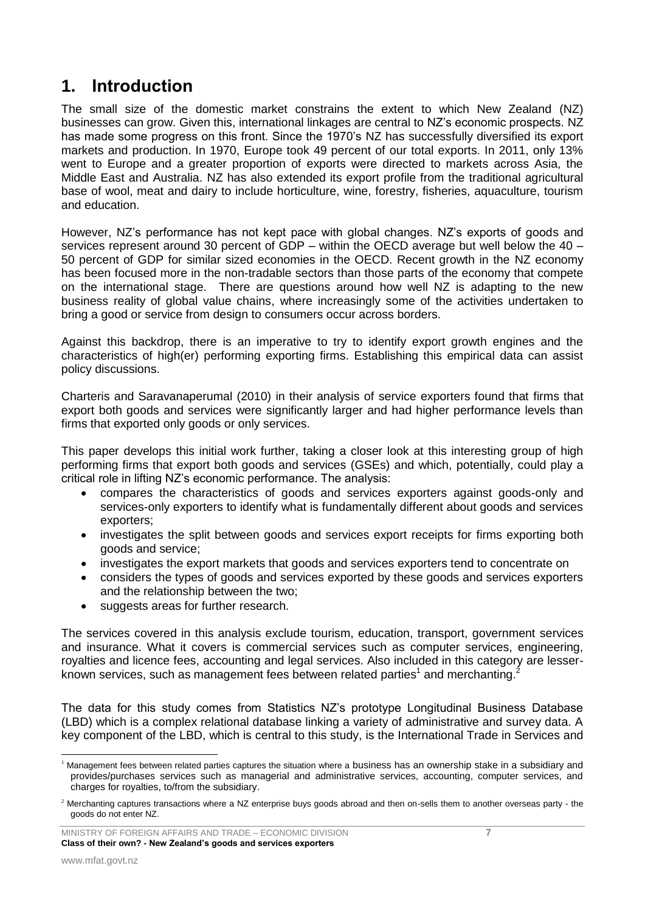# 1. Introduction

The small size of the domestic market constrains the extent to which New Zealand (NZ) businesses can grow. Given this, international linkages are central to NZ's economic prospects. NZ has made some progress on this front. Since the 1970's NZ has successfully diversified its export markets and production. In 1970, Europe took 49 percent of our total exports. In 2011, only 13% went to Europe and a greater proportion of exports were directed to markets across Asia, the Middle East and Australia. NZ has also extended its export profile from the traditional agricultural base of wool, meat and dairy to include horticulture, wine, forestry, fisheries, aquaculture, tourism and education.

However, NZ's performance has not kept pace with global changes. NZ's exports of goods and services represent around 30 percent of GDP – within the OECD average but well below the 40 – 50 percent of GDP for similar sized economies in the OECD. Recent growth in the NZ economy has been focused more in the non-tradable sectors than those parts of the economy that compete on the international stage. There are questions around how well NZ is adapting to the new business reality of global value chains, where increasingly some of the activities undertaken to bring a good or service from design to consumers occur across borders.

Against this backdrop, there is an imperative to try to identify export growth engines and the characteristics of high(er) performing exporting firms. Establishing this empirical data can assist policy discussions.

Charteris and Saravanaperumal (2010) in their analysis of service exporters found that firms that export both goods and services were significantly larger and had higher performance levels than firms that exported only goods or only services.

This paper develops this initial work further, taking a closer look at this interesting group of high performing firms that export both goods and services (GSEs) and which, potentially, could play a critical role in lifting NZ's economic performance. The analysis:

- compares the characteristics of goods and services exporters against goods-only and services-only exporters to identify what is fundamentally different about goods and services exporters;
- investigates the split between goods and services export receipts for firms exporting both goods and service;
- investigates the export markets that goods and services exporters tend to concentrate on
- considers the types of goods and services exported by these goods and services exporters and the relationship between the two;
- suggests areas for further research.

The services covered in this analysis exclude tourism, education, transport, government services and insurance. What it covers is commercial services such as computer services, engineering, royalties and licence fees, accounting and legal services. Also included in this category are lesser-known services, such as management fees between related parties[1] and merchanting.[2]

The data for this study comes from Statistics NZ's prototype Longitudinal Business Database (LBD) which is a complex relational database linking a variety of administrative and survey data. A key component of the LBD, which is central to this study, is the International Trade in Services and

[1] Management fees between related parties captures the situation where a business has an ownership stake in a subsidiary and provides/purchases services such as managerial and administrative services, accounting, computer services, and charges for royalties, to/from the subsidiary.

[2] Merchanting captures transactions where a NZ enterprise buys goods abroad and then on-sells them to another overseas party - the goods do not enter NZ.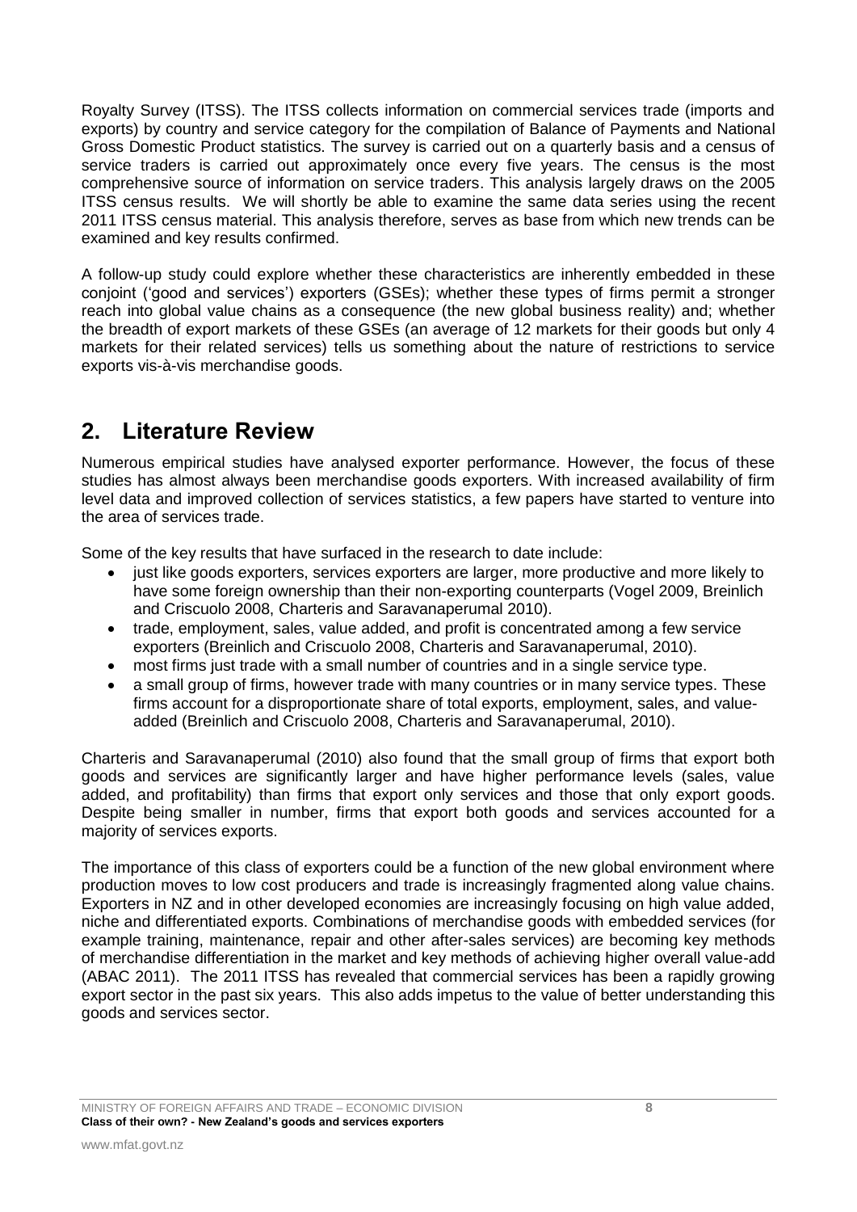Royalty Survey (ITSS). The ITSS collects information on commercial services trade (imports and exports) by country and service category for the compilation of Balance of Payments and National Gross Domestic Product statistics. The survey is carried out on a quarterly basis and a census of service traders is carried out approximately once every five years. The census is the most comprehensive source of information on service traders. This analysis largely draws on the 2005 ITSS census results. We will shortly be able to examine the same data series using the recent 2011 ITSS census material. This analysis therefore, serves as base from which new trends can be examined and key results confirmed.

A follow-up study could explore whether these characteristics are inherently embedded in these conjoint ('good and services') exporters (GSEs); whether these types of firms permit a stronger reach into global value chains as a consequence (the new global business reality) and; whether the breadth of export markets of these GSEs (an average of 12 markets for their goods but only 4 markets for their related services) tells us something about the nature of restrictions to service exports vis-à-vis merchandise goods.

## 2. Literature Review

Numerous empirical studies have analysed exporter performance. However, the focus of these studies has almost always been merchandise goods exporters. With increased availability of firm level data and improved collection of services statistics, a few papers have started to venture into the area of services trade.

Some of the key results that have surfaced in the research to date include:

- just like goods exporters, services exporters are larger, more productive and more likely to have some foreign ownership than their non-exporting counterparts (Vogel 2009, Breinlich and Criscuolo 2008, Charteris and Saravanaperumal 2010).
- trade, employment, sales, value added, and profit is concentrated among a few service exporters (Breinlich and Criscuolo 2008, Charteris and Saravanaperumal, 2010).
- most firms just trade with a small number of countries and in a single service type.
- a small group of firms, however trade with many countries or in many service types. These firms account for a disproportionate share of total exports, employment, sales, and value-added (Breinlich and Criscuolo 2008, Charteris and Saravanaperumal, 2010).

Charteris and Saravanaperumal (2010) also found that the small group of firms that export both goods and services are significantly larger and have higher performance levels (sales, value added, and profitability) than firms that export only services and those that only export goods. Despite being smaller in number, firms that export both goods and services accounted for a majority of services exports.

The importance of this class of exporters could be a function of the new global environment where production moves to low cost producers and trade is increasingly fragmented along value chains. Exporters in NZ and in other developed economies are increasingly focusing on high value added, niche and differentiated exports. Combinations of merchandise goods with embedded services (for example training, maintenance, repair and other after-sales services) are becoming key methods of merchandise differentiation in the market and key methods of achieving higher overall value-add (ABAC 2011). The 2011 ITSS has revealed that commercial services has been a rapidly growing export sector in the past six years. This also adds impetus to the value of better understanding this goods and services sector.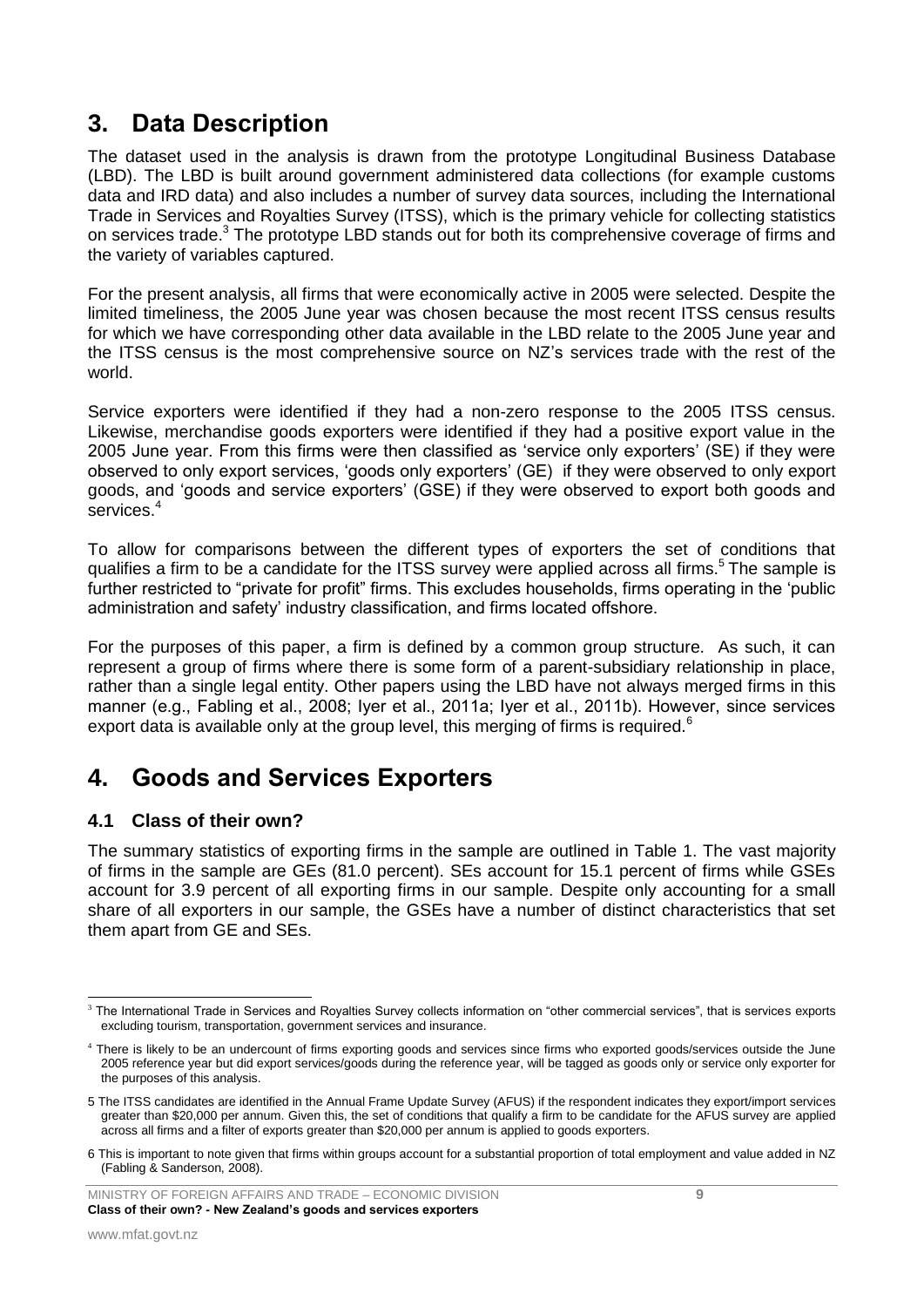# 3. Data Description

The dataset used in the analysis is drawn from the prototype Longitudinal Business Database (LBD). The LBD is built around government administered data collections (for example customs data and IRD data) and also includes a number of survey data sources, including the International Trade in Services and Royalties Survey (ITSS), which is the primary vehicle for collecting statistics on services trade.[3] The prototype LBD stands out for both its comprehensive coverage of firms and the variety of variables captured.

For the present analysis, all firms that were economically active in 2005 were selected. Despite the limited timeliness, the 2005 June year was chosen because the most recent ITSS census results for which we have corresponding other data available in the LBD relate to the 2005 June year and the ITSS census is the most comprehensive source on NZ's services trade with the rest of the world.

Service exporters were identified if they had a non-zero response to the 2005 ITSS census. Likewise, merchandise goods exporters were identified if they had a positive export value in the 2005 June year. From this firms were then classified as 'service only exporters' (SE) if they were observed to only export services, 'goods only exporters' (GE) if they were observed to only export goods, and 'goods and service exporters' (GSE) if they were observed to export both goods and services.[4]

To allow for comparisons between the different types of exporters the set of conditions that qualifies a firm to be a candidate for the ITSS survey were applied across all firms.[5] The sample is further restricted to "private for profit" firms. This excludes households, firms operating in the 'public administration and safety' industry classification, and firms located offshore.

For the purposes of this paper, a firm is defined by a common group structure. As such, it can represent a group of firms where there is some form of a parent-subsidiary relationship in place, rather than a single legal entity. Other papers using the LBD have not always merged firms in this manner (e.g., Fabling et al., 2008; Iyer et al., 2011a; Iyer et al., 2011b). However, since services export data is available only at the group level, this merging of firms is required.[6]

# 4. Goods and Services Exporters

## 4.1 Class of their own?

The summary statistics of exporting firms in the sample are outlined in Table 1. The vast majority of firms in the sample are GEs (81.0 percent). SEs account for 15.1 percent of firms while GSEs account for 3.9 percent of all exporting firms in our sample. Despite only accounting for a small share of all exporters in our sample, the GSEs have a number of distinct characteristics that set them apart from GE and SEs.

---

[3] The International Trade in Services and Royalties Survey collects information on "other commercial services", that is services exports excluding tourism, transportation, government services and insurance.

[4] There is likely to be an undercount of firms exporting goods and services since firms who exported goods/services outside the June 2005 reference year but did export services/goods during the reference year, will be tagged as goods only or service only exporter for the purposes of this analysis.

[5] The ITSS candidates are identified in the Annual Frame Update Survey (AFUS) if the respondent indicates they export/import services greater than $20,000 per annum. Given this, the set of conditions that qualify a firm to be candidate for the AFUS survey are applied across all firms and a filter of exports greater than $20,000 per annum is applied to goods exporters.

[6] This is important to note given that firms within groups account for a substantial proportion of total employment and value added in NZ (Fabling & Sanderson, 2008).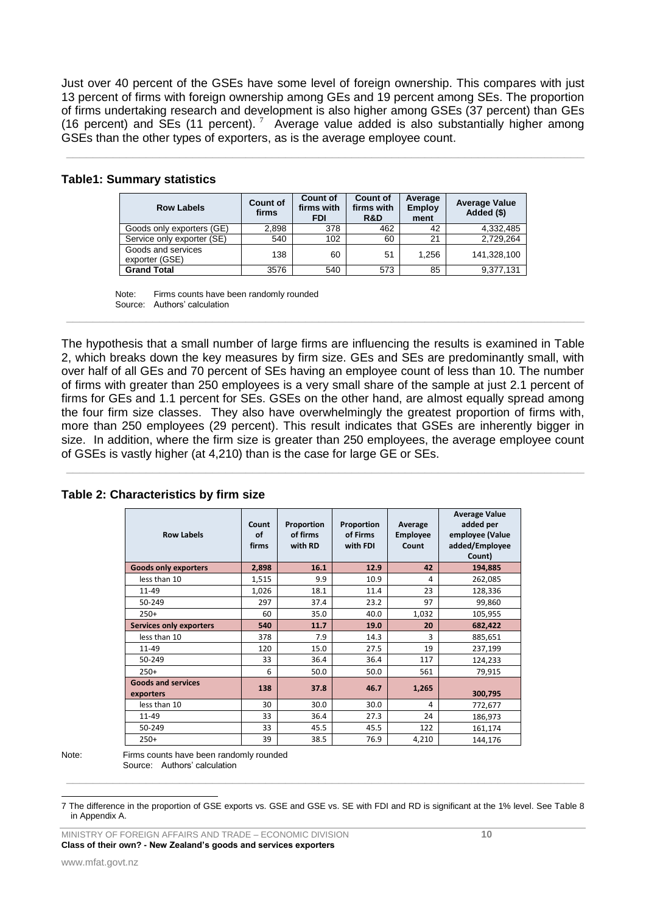Just over 40 percent of the GSEs have some level of foreign ownership. This compares with just 13 percent of firms with foreign ownership among GEs and 19 percent among SEs. The proportion of firms undertaking research and development is also higher among GSEs (37 percent) than GEs (16 percent) and SEs (11 percent). [7] Average value added is also substantially higher among GSEs than the other types of exporters, as is the average employee count.

**Table1: Summary statistics**

| Row Labels | Count of firms | Count of firms with FDI | Count of firms with R&D | Average Employment | Average Value Added ($) |
|---|---|---|---|---|---|
| Goods only exporters (GE) | 2,898 | 378 | 462 | 42 | 4,332,485 |
| Service only exporter (SE) | 540 | 102 | 60 | 21 | 2,729,264 |
| Goods and services exporter (GSE) | 138 | 60 | 51 | 1,256 | 141,328,100 |
| **Grand Total** | 3576 | 540 | 573 | 85 | 9,377,131 |

Note: Firms counts have been randomly rounded
Source: Authors' calculation

The hypothesis that a small number of large firms are influencing the results is examined in Table 2, which breaks down the key measures by firm size. GEs and SEs are predominantly small, with over half of all GEs and 70 percent of SEs having an employee count of less than 10. The number of firms with greater than 250 employees is a very small share of the sample at just 2.1 percent of firms for GEs and 1.1 percent for SEs. GSEs on the other hand, are almost equally spread among the four firm size classes. They also have overwhelmingly the greatest proportion of firms with, more than 250 employees (29 percent). This result indicates that GSEs are inherently bigger in size. In addition, where the firm size is greater than 250 employees, the average employee count of GSEs is vastly higher (at 4,210) than is the case for large GE or SEs.

**Table 2: Characteristics by firm size**

| Row Labels | Count of firms | Proportion of firms with RD | Proportion of Firms with FDI | Average Employee Count | Average Value added per employee (Value added/Employee Count) |
|---|---|---|---|---|---|
| **Goods only exporters** | **2,898** | **16.1** | **12.9** | **42** | **194,885** |
| less than 10 | 1,515 | 9.9 | 10.9 | 4 | 262,085 |
| 11-49 | 1,026 | 18.1 | 11.4 | 23 | 128,336 |
| 50-249 | 297 | 37.4 | 23.2 | 97 | 99,860 |
| 250+ | 60 | 35.0 | 40.0 | 1,032 | 105,955 |
| **Services only exporters** | **540** | **11.7** | **19.0** | **20** | **682,422** |
| less than 10 | 378 | 7.9 | 14.3 | 3 | 885,651 |
| 11-49 | 120 | 15.0 | 27.5 | 19 | 237,199 |
| 50-249 | 33 | 36.4 | 36.4 | 117 | 124,233 |
| 250+ | 6 | 50.0 | 50.0 | 561 | 79,915 |
| **Goods and services exporters** | **138** | **37.8** | **46.7** | **1,265** | **300,795** |
| less than 10 | 30 | 30.0 | 30.0 | 4 | 772,677 |
| 11-49 | 33 | 36.4 | 27.3 | 24 | 186,973 |
| 50-249 | 33 | 45.5 | 45.5 | 122 | 161,174 |
| 250+ | 39 | 38.5 | 76.9 | 4,210 | 144,176 |

Note: Firms counts have been randomly rounded
Source: Authors' calculation

[7] The difference in the proportion of GSE exports vs. GSE and GSE vs. SE with FDI and RD is significant at the 1% level. See Table 8 in Appendix A.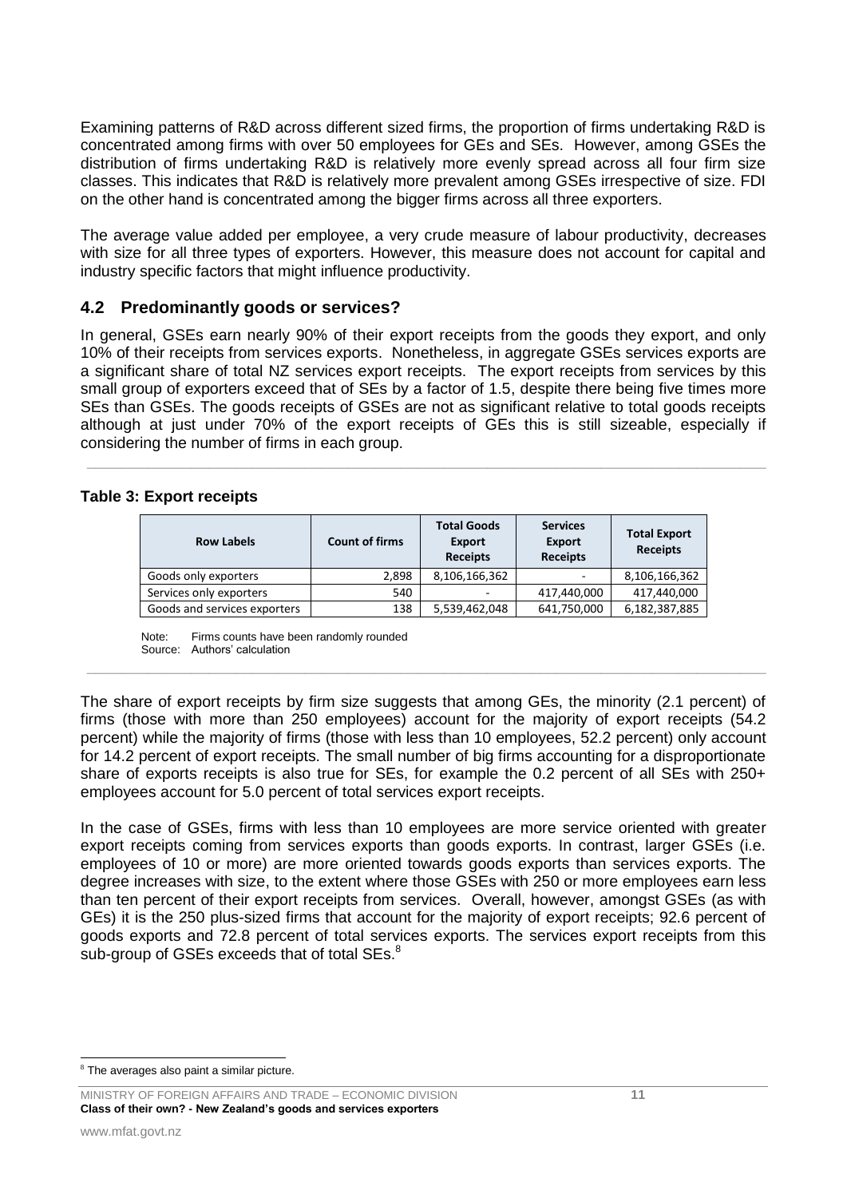Examining patterns of R&D across different sized firms, the proportion of firms undertaking R&D is concentrated among firms with over 50 employees for GEs and SEs. However, among GSEs the distribution of firms undertaking R&D is relatively more evenly spread across all four firm size classes. This indicates that R&D is relatively more prevalent among GSEs irrespective of size. FDI on the other hand is concentrated among the bigger firms across all three exporters.

The average value added per employee, a very crude measure of labour productivity, decreases with size for all three types of exporters. However, this measure does not account for capital and industry specific factors that might influence productivity.

## 4.2 Predominantly goods or services?

In general, GSEs earn nearly 90% of their export receipts from the goods they export, and only 10% of their receipts from services exports. Nonetheless, in aggregate GSEs services exports are a significant share of total NZ services export receipts. The export receipts from services by this small group of exporters exceed that of SEs by a factor of 1.5, despite there being five times more SEs than GSEs. The goods receipts of GSEs are not as significant relative to total goods receipts although at just under 70% of the export receipts of GEs this is still sizeable, especially if considering the number of firms in each group.

**Table 3: Export receipts**

| Row Labels | Count of firms | Total Goods Export Receipts | Services Export Receipts | Total Export Receipts |
|---|---|---|---|---|
| Goods only exporters | 2,898 | 8,106,166,362 | - | 8,106,166,362 |
| Services only exporters | 540 | - | 417,440,000 | 417,440,000 |
| Goods and services exporters | 138 | 5,539,462,048 | 641,750,000 | 6,182,387,885 |

Note: Firms counts have been randomly rounded
Source: Authors' calculation

The share of export receipts by firm size suggests that among GEs, the minority (2.1 percent) of firms (those with more than 250 employees) account for the majority of export receipts (54.2 percent) while the majority of firms (those with less than 10 employees, 52.2 percent) only account for 14.2 percent of export receipts. The small number of big firms accounting for a disproportionate share of exports receipts is also true for SEs, for example the 0.2 percent of all SEs with 250+ employees account for 5.0 percent of total services export receipts.

In the case of GSEs, firms with less than 10 employees are more service oriented with greater export receipts coming from services exports than goods exports. In contrast, larger GSEs (i.e. employees of 10 or more) are more oriented towards goods exports than services exports. The degree increases with size, to the extent where those GSEs with 250 or more employees earn less than ten percent of their export receipts from services. Overall, however, amongst GSEs (as with GEs) it is the 250 plus-sized firms that account for the majority of export receipts; 92.6 percent of goods exports and 72.8 percent of total services exports. The services export receipts from this sub-group of GSEs exceeds that of total SEs.[8]

[8] The averages also paint a similar picture.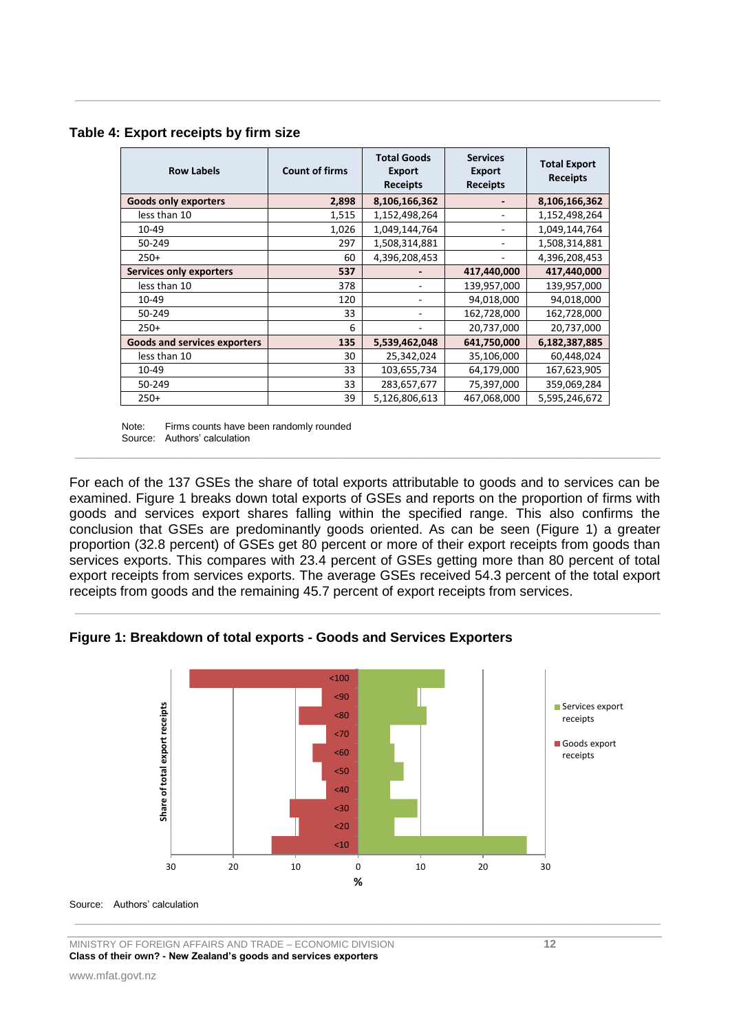**Table 4: Export receipts by firm size**

| Row Labels | Count of firms | Total Goods Export Receipts | Services Export Receipts | Total Export Receipts |
|---|---|---|---|---|
| **Goods only exporters** | **2,898** | **8,106,166,362** | **-** | **8,106,166,362** |
| less than 10 | 1,515 | 1,152,498,264 | - | 1,152,498,264 |
| 10-49 | 1,026 | 1,049,144,764 | - | 1,049,144,764 |
| 50-249 | 297 | 1,508,314,881 | - | 1,508,314,881 |
| 250+ | 60 | 4,396,208,453 | - | 4,396,208,453 |
| **Services only exporters** | **537** | **-** | **417,440,000** | **417,440,000** |
| less than 10 | 378 | - | 139,957,000 | 139,957,000 |
| 10-49 | 120 | - | 94,018,000 | 94,018,000 |
| 50-249 | 33 | - | 162,728,000 | 162,728,000 |
| 250+ | 6 | - | 20,737,000 | 20,737,000 |
| **Goods and services exporters** | **135** | **5,539,462,048** | **641,750,000** | **6,182,387,885** |
| less than 10 | 30 | 25,342,024 | 35,106,000 | 60,448,024 |
| 10-49 | 33 | 103,655,734 | 64,179,000 | 167,623,905 |
| 50-249 | 33 | 283,657,677 | 75,397,000 | 359,069,284 |
| 250+ | 39 | 5,126,806,613 | 467,068,000 | 5,595,246,672 |

Note: Firms counts have been randomly rounded
Source: Authors' calculation

For each of the 137 GSEs the share of total exports attributable to goods and to services can be examined. Figure 1 breaks down total exports of GSEs and reports on the proportion of firms with goods and services export shares falling within the specified range. This also confirms the conclusion that GSEs are predominantly goods oriented. As can be seen (Figure 1) a greater proportion (32.8 percent) of GSEs get 80 percent or more of their export receipts from goods than services exports. This compares with 23.4 percent of GSEs getting more than 80 percent of total export receipts from services exports. The average GSEs received 54.3 percent of the total export receipts from goods and the remaining 45.7 percent of export receipts from services.

**Figure 1: Breakdown of total exports - Goods and Services Exporters**

Source: Authors' calculation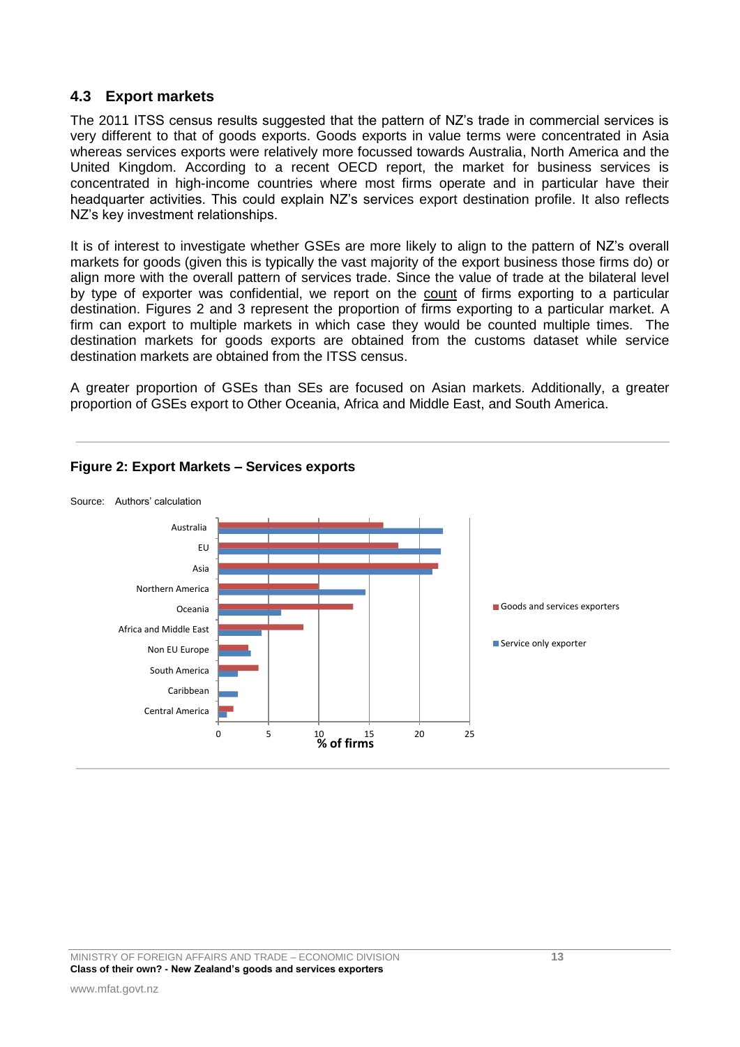## 4.3 Export markets

The 2011 ITSS census results suggested that the pattern of NZ's trade in commercial services is very different to that of goods exports. Goods exports in value terms were concentrated in Asia whereas services exports were relatively more focussed towards Australia, North America and the United Kingdom. According to a recent OECD report, the market for business services is concentrated in high-income countries where most firms operate and in particular have their headquarter activities. This could explain NZ's services export destination profile. It also reflects NZ's key investment relationships.

It is of interest to investigate whether GSEs are more likely to align to the pattern of NZ's overall markets for goods (given this is typically the vast majority of the export business those firms do) or align more with the overall pattern of services trade. Since the value of trade at the bilateral level by type of exporter was confidential, we report on the count of firms exporting to a particular destination. Figures 2 and 3 represent the proportion of firms exporting to a particular market. A firm can export to multiple markets in which case they would be counted multiple times. The destination markets for goods exports are obtained from the customs dataset while service destination markets are obtained from the ITSS census.

A greater proportion of GSEs than SEs are focused on Asian markets. Additionally, a greater proportion of GSEs export to Other Oceania, Africa and Middle East, and South America.

**Figure 2: Export Markets – Services exports**

Source: Authors' calculation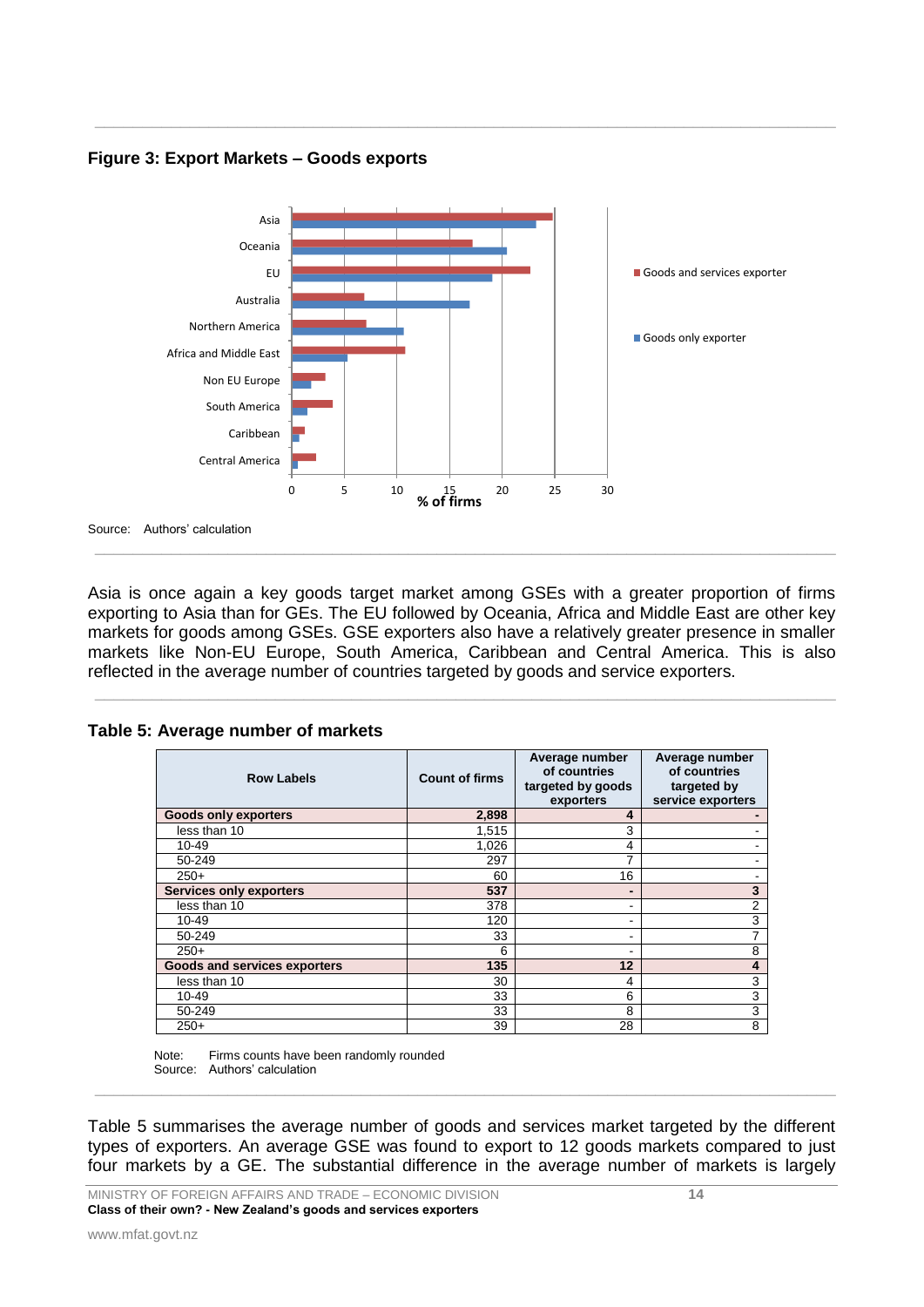### Figure 3: Export Markets – Goods exports

Source: Authors' calculation

Asia is once again a key goods target market among GSEs with a greater proportion of firms exporting to Asia than for GEs. The EU followed by Oceania, Africa and Middle East are other key markets for goods among GSEs. GSE exporters also have a relatively greater presence in smaller markets like Non-EU Europe, South America, Caribbean and Central America. This is also reflected in the average number of countries targeted by goods and service exporters.

### Table 5: Average number of markets

| Row Labels | Count of firms | Average number of countries targeted by goods exporters | Average number of countries targeted by service exporters |
|---|---|---|---|
| **Goods only exporters** | **2,898** | **4** | **-** |
| less than 10 | 1,515 | 3 | - |
| 10-49 | 1,026 | 4 | - |
| 50-249 | 297 | 7 | - |
| 250+ | 60 | 16 | - |
| **Services only exporters** | **537** | **-** | **3** |
| less than 10 | 378 | - | 2 |
| 10-49 | 120 | - | 3 |
| 50-249 | 33 | - | 7 |
| 250+ | 6 | - | 8 |
| **Goods and services exporters** | **135** | **12** | **4** |
| less than 10 | 30 | 4 | 3 |
| 10-49 | 33 | 6 | 3 |
| 50-249 | 33 | 8 | 3 |
| 250+ | 39 | 28 | 8 |

Note: Firms counts have been randomly rounded
Source: Authors' calculation

Table 5 summarises the average number of goods and services market targeted by the different types of exporters. An average GSE was found to export to 12 goods markets compared to just four markets by a GE. The substantial difference in the average number of markets is largely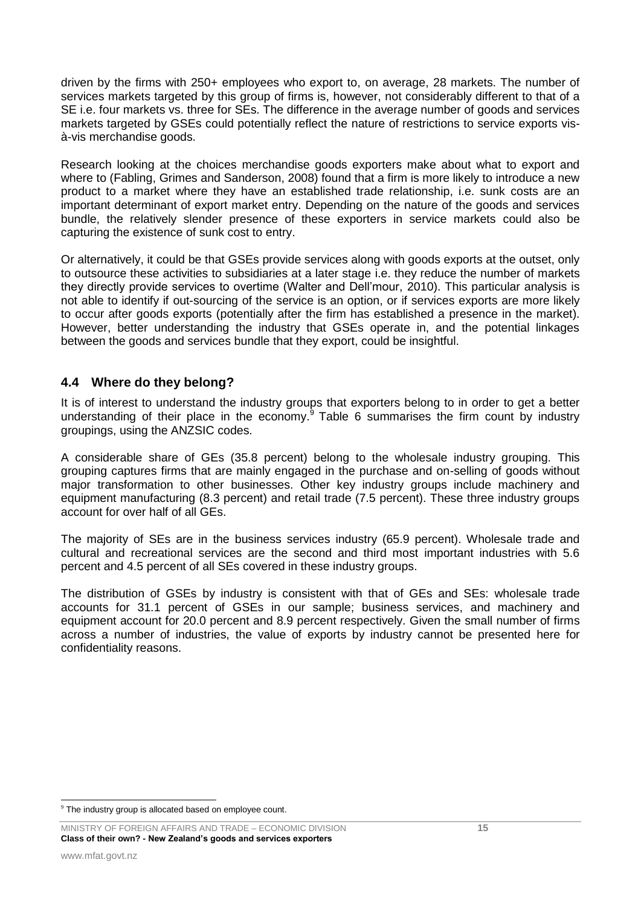driven by the firms with 250+ employees who export to, on average, 28 markets. The number of services markets targeted by this group of firms is, however, not considerably different to that of a SE i.e. four markets vs. three for SEs. The difference in the average number of goods and services markets targeted by GSEs could potentially reflect the nature of restrictions to service exports vis-à-vis merchandise goods.

Research looking at the choices merchandise goods exporters make about what to export and where to (Fabling, Grimes and Sanderson, 2008) found that a firm is more likely to introduce a new product to a market where they have an established trade relationship, i.e. sunk costs are an important determinant of export market entry. Depending on the nature of the goods and services bundle, the relatively slender presence of these exporters in service markets could also be capturing the existence of sunk cost to entry.

Or alternatively, it could be that GSEs provide services along with goods exports at the outset, only to outsource these activities to subsidiaries at a later stage i.e. they reduce the number of markets they directly provide services to overtime (Walter and Dell'mour, 2010). This particular analysis is not able to identify if out-sourcing of the service is an option, or if services exports are more likely to occur after goods exports (potentially after the firm has established a presence in the market). However, better understanding the industry that GSEs operate in, and the potential linkages between the goods and services bundle that they export, could be insightful.

## 4.4 Where do they belong?

It is of interest to understand the industry groups that exporters belong to in order to get a better understanding of their place in the economy.[9] Table 6 summarises the firm count by industry groupings, using the ANZSIC codes.

A considerable share of GEs (35.8 percent) belong to the wholesale industry grouping. This grouping captures firms that are mainly engaged in the purchase and on-selling of goods without major transformation to other businesses. Other key industry groups include machinery and equipment manufacturing (8.3 percent) and retail trade (7.5 percent). These three industry groups account for over half of all GEs.

The majority of SEs are in the business services industry (65.9 percent). Wholesale trade and cultural and recreational services are the second and third most important industries with 5.6 percent and 4.5 percent of all SEs covered in these industry groups.

The distribution of GSEs by industry is consistent with that of GEs and SEs: wholesale trade accounts for 31.1 percent of GSEs in our sample; business services, and machinery and equipment account for 20.0 percent and 8.9 percent respectively. Given the small number of firms across a number of industries, the value of exports by industry cannot be presented here for confidentiality reasons.

[9] The industry group is allocated based on employee count.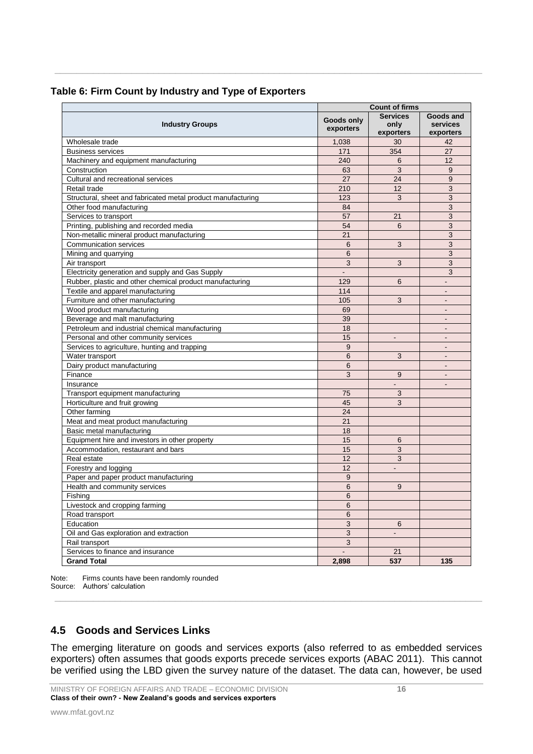**Table 6: Firm Count by Industry and Type of Exporters**

| Industry Groups | Count of firms | | |
|---|---|---|---|
| | Goods only exporters | Services only exporters | Goods and services exporters |
| Wholesale trade | 1,038 | 30 | 42 |
| Business services | 171 | 354 | 27 |
| Machinery and equipment manufacturing | 240 | 6 | 12 |
| Construction | 63 | 3 | 9 |
| Cultural and recreational services | 27 | 24 | 9 |
| Retail trade | 210 | 12 | 3 |
| Structural, sheet and fabricated metal product manufacturing | 123 | 3 | 3 |
| Other food manufacturing | 84 | | 3 |
| Services to transport | 57 | 21 | 3 |
| Printing, publishing and recorded media | 54 | 6 | 3 |
| Non-metallic mineral product manufacturing | 21 | | 3 |
| Communication services | 6 | 3 | 3 |
| Mining and quarrying | 6 | | 3 |
| Air transport | 3 | 3 | 3 |
| Electricity generation and supply and Gas Supply | - | | 3 |
| Rubber, plastic and other chemical product manufacturing | 129 | 6 | - |
| Textile and apparel manufacturing | 114 | | - |
| Furniture and other manufacturing | 105 | 3 | - |
| Wood product manufacturing | 69 | | - |
| Beverage and malt manufacturing | 39 | | - |
| Petroleum and industrial chemical manufacturing | 18 | | - |
| Personal and other community services | 15 | - | - |
| Services to agriculture, hunting and trapping | 9 | | - |
| Water transport | 6 | 3 | - |
| Dairy product manufacturing | 6 | | - |
| Finance | 3 | 9 | - |
| Insurance | | - | - |
| Transport equipment manufacturing | 75 | 3 | |
| Horticulture and fruit growing | 45 | 3 | |
| Other farming | 24 | | |
| Meat and meat product manufacturing | 21 | | |
| Basic metal manufacturing | 18 | | |
| Equipment hire and investors in other property | 15 | 6 | |
| Accommodation, restaurant and bars | 15 | 3 | |
| Real estate | 12 | 3 | |
| Forestry and logging | 12 | - | |
| Paper and paper product manufacturing | 9 | | |
| Health and community services | 6 | 9 | |
| Fishing | 6 | | |
| Livestock and cropping farming | 6 | | |
| Road transport | 6 | | |
| Education | 3 | 6 | |
| Oil and Gas exploration and extraction | 3 | - | |
| Rail transport | 3 | | |
| Services to finance and insurance | - | 21 | |
| **Grand Total** | **2,898** | **537** | **135** |

Note: Firms counts have been randomly rounded
Source: Authors' calculation

## 4.5 Goods and Services Links

The emerging literature on goods and services exports (also referred to as embedded services exporters) often assumes that goods exports precede services exports (ABAC 2011). This cannot be verified using the LBD given the survey nature of the dataset. The data can, however, be used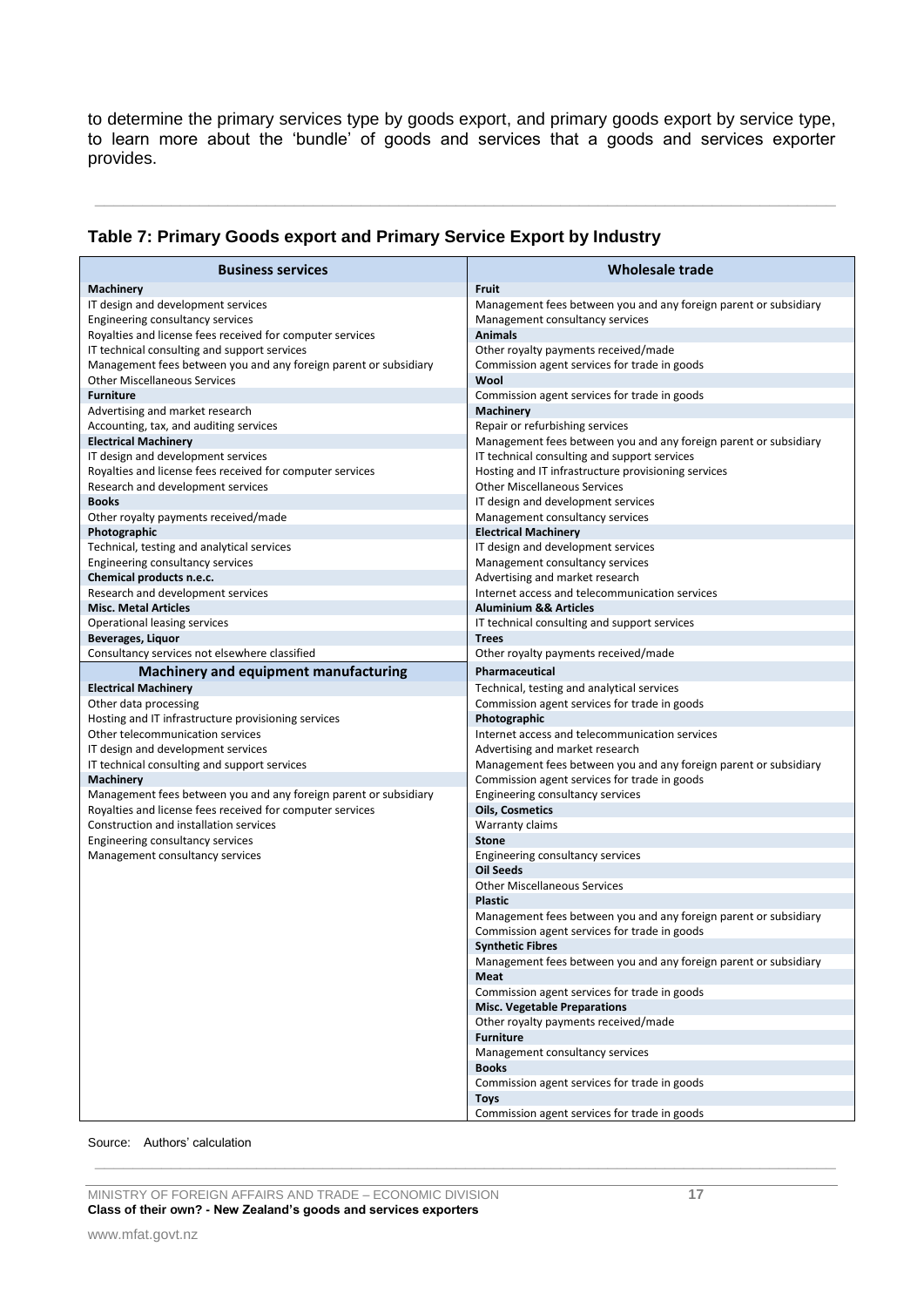to determine the primary services type by goods export, and primary goods export by service type, to learn more about the 'bundle' of goods and services that a goods and services exporter provides.

### Table 7: Primary Goods export and Primary Service Export by Industry

| Business services | Wholesale trade |
|---|---|
| **Machinery** | **Fruit** |
| IT design and development services | Management fees between you and any foreign parent or subsidiary |
| Engineering consultancy services | Management consultancy services |
| Royalties and license fees received for computer services | **Animals** |
| IT technical consulting and support services | Other royalty payments received/made |
| Management fees between you and any foreign parent or subsidiary | Commission agent services for trade in goods |
| Other Miscellaneous Services | **Wool** |
| **Furniture** | Commission agent services for trade in goods |
| Advertising and market research | **Machinery** |
| Accounting, tax, and auditing services | Repair or refurbishing services |
| **Electrical Machinery** | Management fees between you and any foreign parent or subsidiary |
| IT design and development services | IT technical consulting and support services |
| Royalties and license fees received for computer services | Hosting and IT infrastructure provisioning services |
| Research and development services | Other Miscellaneous Services |
| **Books** | IT design and development services |
| Other royalty payments received/made | Management consultancy services |
| **Photographic** | **Electrical Machinery** |
| Technical, testing and analytical services | IT design and development services |
| Engineering consultancy services | Management consultancy services |
| **Chemical products n.e.c.** | Advertising and market research |
| Research and development services | Internet access and telecommunication services |
| **Misc. Metal Articles** | **Aluminium && Articles** |
| Operational leasing services | IT technical consulting and support services |
| **Beverages, Liquor** | **Trees** |
| Consultancy services not elsewhere classified | Other royalty payments received/made |
| **Machinery and equipment manufacturing** | **Pharmaceutical** |
| **Electrical Machinery** | Technical, testing and analytical services |
| Other data processing | Commission agent services for trade in goods |
| Hosting and IT infrastructure provisioning services | **Photographic** |
| Other telecommunication services | Internet access and telecommunication services |
| IT design and development services | Advertising and market research |
| IT technical consulting and support services | Management fees between you and any foreign parent or subsidiary |
| **Machinery** | Commission agent services for trade in goods |
| Management fees between you and any foreign parent or subsidiary | Engineering consultancy services |
| Royalties and license fees received for computer services | **Oils, Cosmetics** |
| Construction and installation services | Warranty claims |
| Engineering consultancy services | **Stone** |
| Management consultancy services | Engineering consultancy services |
| | **Oil Seeds** |
| | Other Miscellaneous Services |
| | **Plastic** |
| | Management fees between you and any foreign parent or subsidiary |
| | Commission agent services for trade in goods |
| | **Synthetic Fibres** |
| | Management fees between you and any foreign parent or subsidiary |
| | **Meat** |
| | Commission agent services for trade in goods |
| | **Misc. Vegetable Preparations** |
| | Other royalty payments received/made |
| | **Furniture** |
| | Management consultancy services |
| | **Books** |
| | Commission agent services for trade in goods |
| | **Toys** |
| | Commission agent services for trade in goods |

Source: Authors' calculation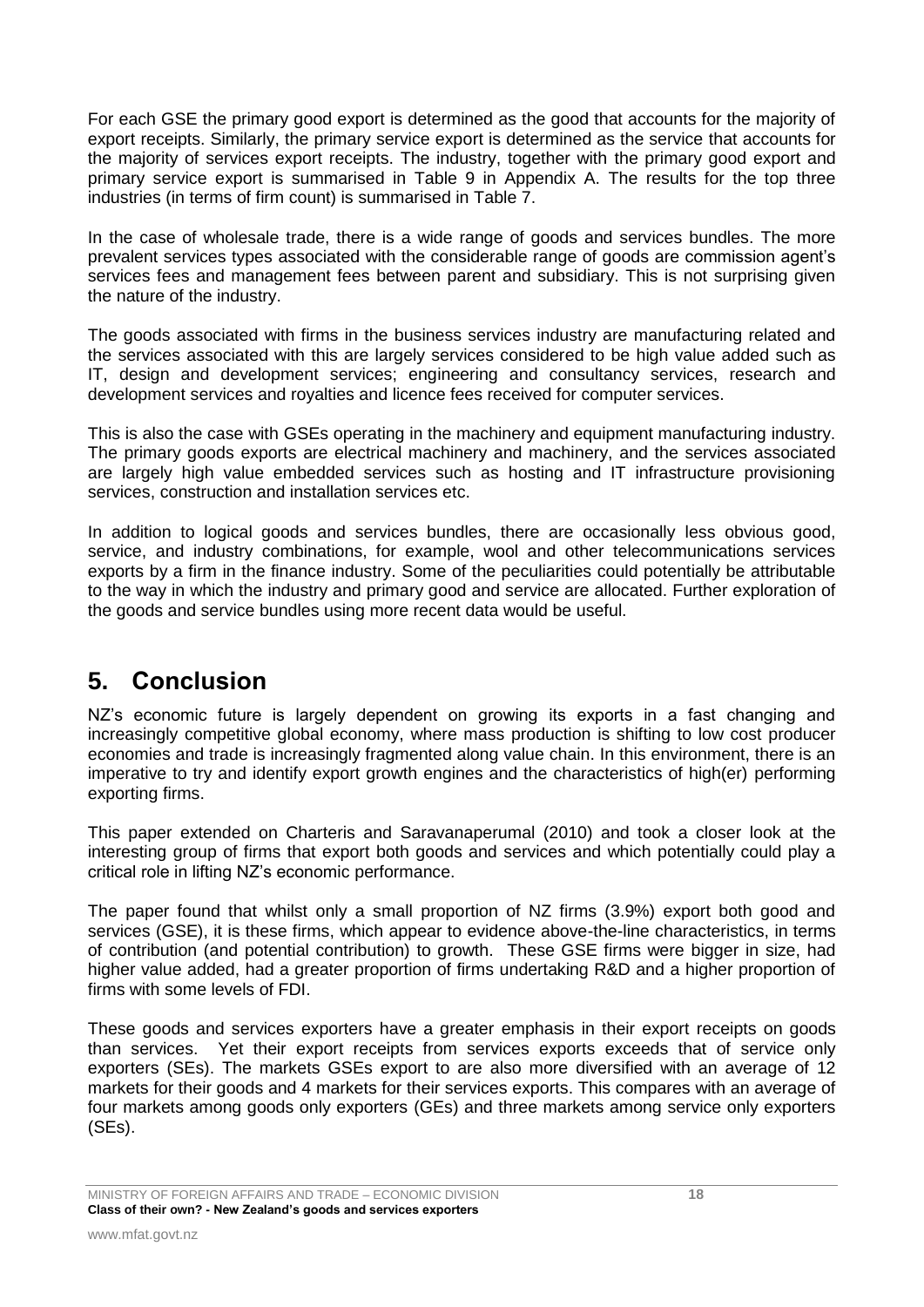For each GSE the primary good export is determined as the good that accounts for the majority of export receipts. Similarly, the primary service export is determined as the service that accounts for the majority of services export receipts. The industry, together with the primary good export and primary service export is summarised in Table 9 in Appendix A. The results for the top three industries (in terms of firm count) is summarised in Table 7.

In the case of wholesale trade, there is a wide range of goods and services bundles. The more prevalent services types associated with the considerable range of goods are commission agent's services fees and management fees between parent and subsidiary. This is not surprising given the nature of the industry.

The goods associated with firms in the business services industry are manufacturing related and the services associated with this are largely services considered to be high value added such as IT, design and development services; engineering and consultancy services, research and development services and royalties and licence fees received for computer services.

This is also the case with GSEs operating in the machinery and equipment manufacturing industry. The primary goods exports are electrical machinery and machinery, and the services associated are largely high value embedded services such as hosting and IT infrastructure provisioning services, construction and installation services etc.

In addition to logical goods and services bundles, there are occasionally less obvious good, service, and industry combinations, for example, wool and other telecommunications services exports by a firm in the finance industry. Some of the peculiarities could potentially be attributable to the way in which the industry and primary good and service are allocated. Further exploration of the goods and service bundles using more recent data would be useful.

# 5. Conclusion

NZ's economic future is largely dependent on growing its exports in a fast changing and increasingly competitive global economy, where mass production is shifting to low cost producer economies and trade is increasingly fragmented along value chain. In this environment, there is an imperative to try and identify export growth engines and the characteristics of high(er) performing exporting firms.

This paper extended on Charteris and Saravanaperumal (2010) and took a closer look at the interesting group of firms that export both goods and services and which potentially could play a critical role in lifting NZ's economic performance.

The paper found that whilst only a small proportion of NZ firms (3.9%) export both good and services (GSE), it is these firms, which appear to evidence above-the-line characteristics, in terms of contribution (and potential contribution) to growth. These GSE firms were bigger in size, had higher value added, had a greater proportion of firms undertaking R&D and a higher proportion of firms with some levels of FDI.

These goods and services exporters have a greater emphasis in their export receipts on goods than services. Yet their export receipts from services exports exceeds that of service only exporters (SEs). The markets GSEs export to are also more diversified with an average of 12 markets for their goods and 4 markets for their services exports. This compares with an average of four markets among goods only exporters (GEs) and three markets among service only exporters (SEs).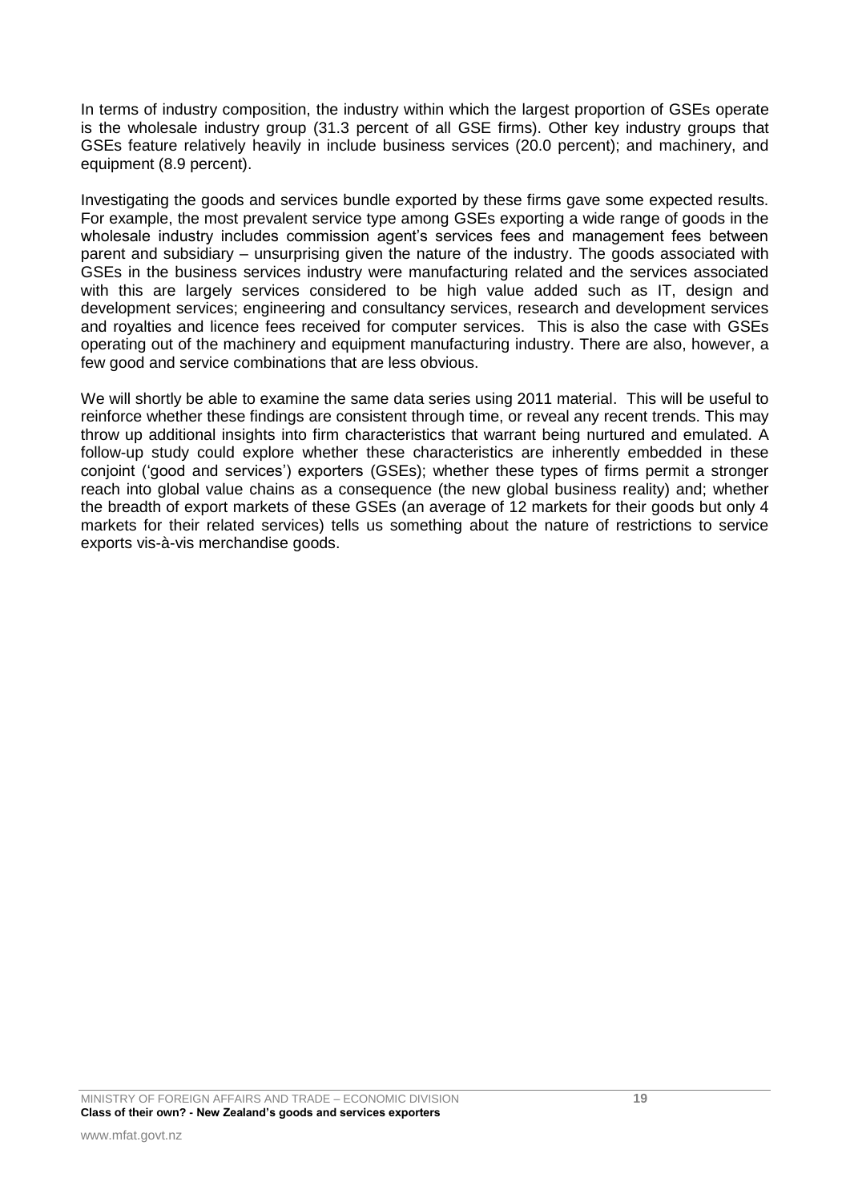In terms of industry composition, the industry within which the largest proportion of GSEs operate is the wholesale industry group (31.3 percent of all GSE firms). Other key industry groups that GSEs feature relatively heavily in include business services (20.0 percent); and machinery, and equipment (8.9 percent).

Investigating the goods and services bundle exported by these firms gave some expected results. For example, the most prevalent service type among GSEs exporting a wide range of goods in the wholesale industry includes commission agent's services fees and management fees between parent and subsidiary – unsurprising given the nature of the industry. The goods associated with GSEs in the business services industry were manufacturing related and the services associated with this are largely services considered to be high value added such as IT, design and development services; engineering and consultancy services, research and development services and royalties and licence fees received for computer services. This is also the case with GSEs operating out of the machinery and equipment manufacturing industry. There are also, however, a few good and service combinations that are less obvious.

We will shortly be able to examine the same data series using 2011 material. This will be useful to reinforce whether these findings are consistent through time, or reveal any recent trends. This may throw up additional insights into firm characteristics that warrant being nurtured and emulated. A follow-up study could explore whether these characteristics are inherently embedded in these conjoint ('good and services') exporters (GSEs); whether these types of firms permit a stronger reach into global value chains as a consequence (the new global business reality) and; whether the breadth of export markets of these GSEs (an average of 12 markets for their goods but only 4 markets for their related services) tells us something about the nature of restrictions to service exports vis-à-vis merchandise goods.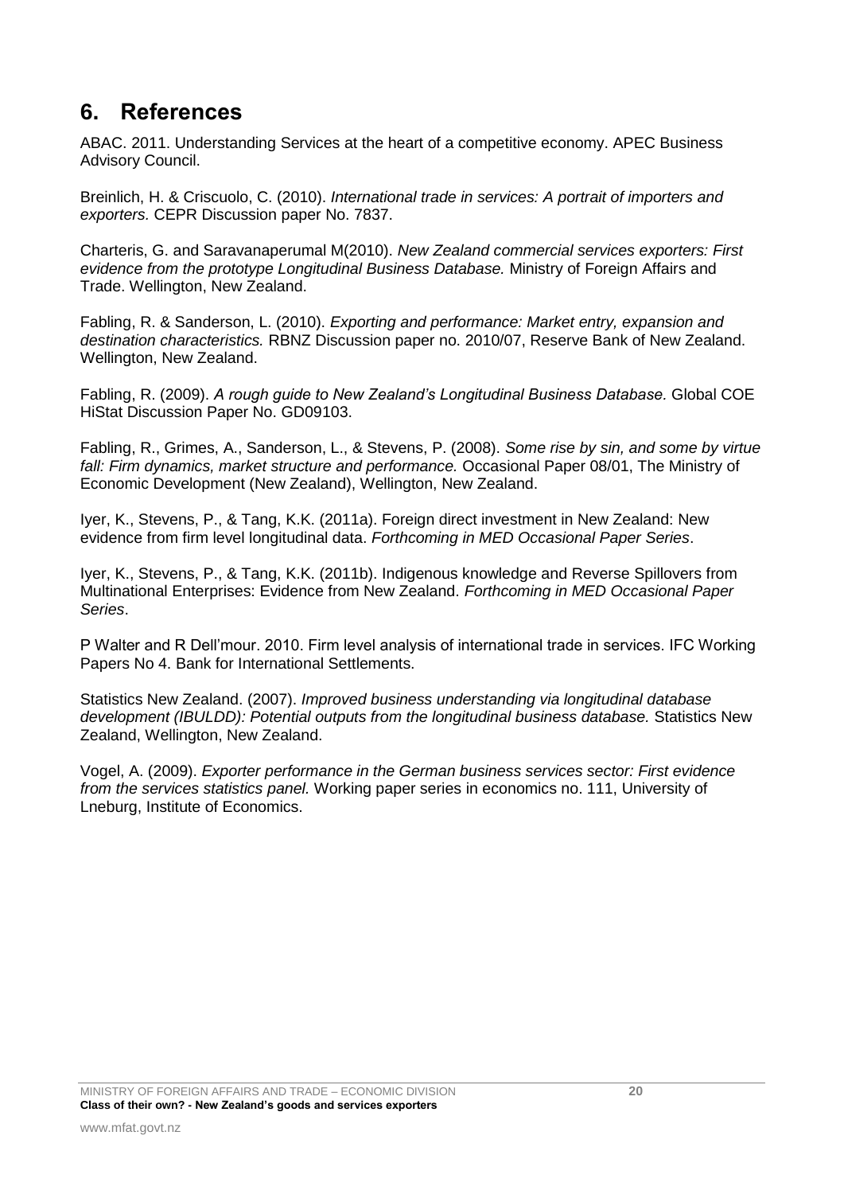## 6. References

ABAC. 2011. Understanding Services at the heart of a competitive economy. APEC Business Advisory Council.

Breinlich, H. & Criscuolo, C. (2010). *International trade in services: A portrait of importers and exporters.* CEPR Discussion paper No. 7837.

Charteris, G. and Saravanaperumal M(2010). *New Zealand commercial services exporters: First evidence from the prototype Longitudinal Business Database.* Ministry of Foreign Affairs and Trade. Wellington, New Zealand.

Fabling, R. & Sanderson, L. (2010). *Exporting and performance: Market entry, expansion and destination characteristics.* RBNZ Discussion paper no. 2010/07, Reserve Bank of New Zealand. Wellington, New Zealand.

Fabling, R. (2009). *A rough guide to New Zealand's Longitudinal Business Database.* Global COE HiStat Discussion Paper No. GD09103.

Fabling, R., Grimes, A., Sanderson, L., & Stevens, P. (2008). *Some rise by sin, and some by virtue fall: Firm dynamics, market structure and performance.* Occasional Paper 08/01, The Ministry of Economic Development (New Zealand), Wellington, New Zealand.

Iyer, K., Stevens, P., & Tang, K.K. (2011a). Foreign direct investment in New Zealand: New evidence from firm level longitudinal data. *Forthcoming in MED Occasional Paper Series*.

Iyer, K., Stevens, P., & Tang, K.K. (2011b). Indigenous knowledge and Reverse Spillovers from Multinational Enterprises: Evidence from New Zealand. *Forthcoming in MED Occasional Paper Series*.

P Walter and R Dell'mour. 2010. Firm level analysis of international trade in services. IFC Working Papers No 4. Bank for International Settlements.

Statistics New Zealand. (2007). *Improved business understanding via longitudinal database development (IBULDD): Potential outputs from the longitudinal business database.* Statistics New Zealand, Wellington, New Zealand.

Vogel, A. (2009). *Exporter performance in the German business services sector: First evidence from the services statistics panel.* Working paper series in economics no. 111, University of Lneburg, Institute of Economics.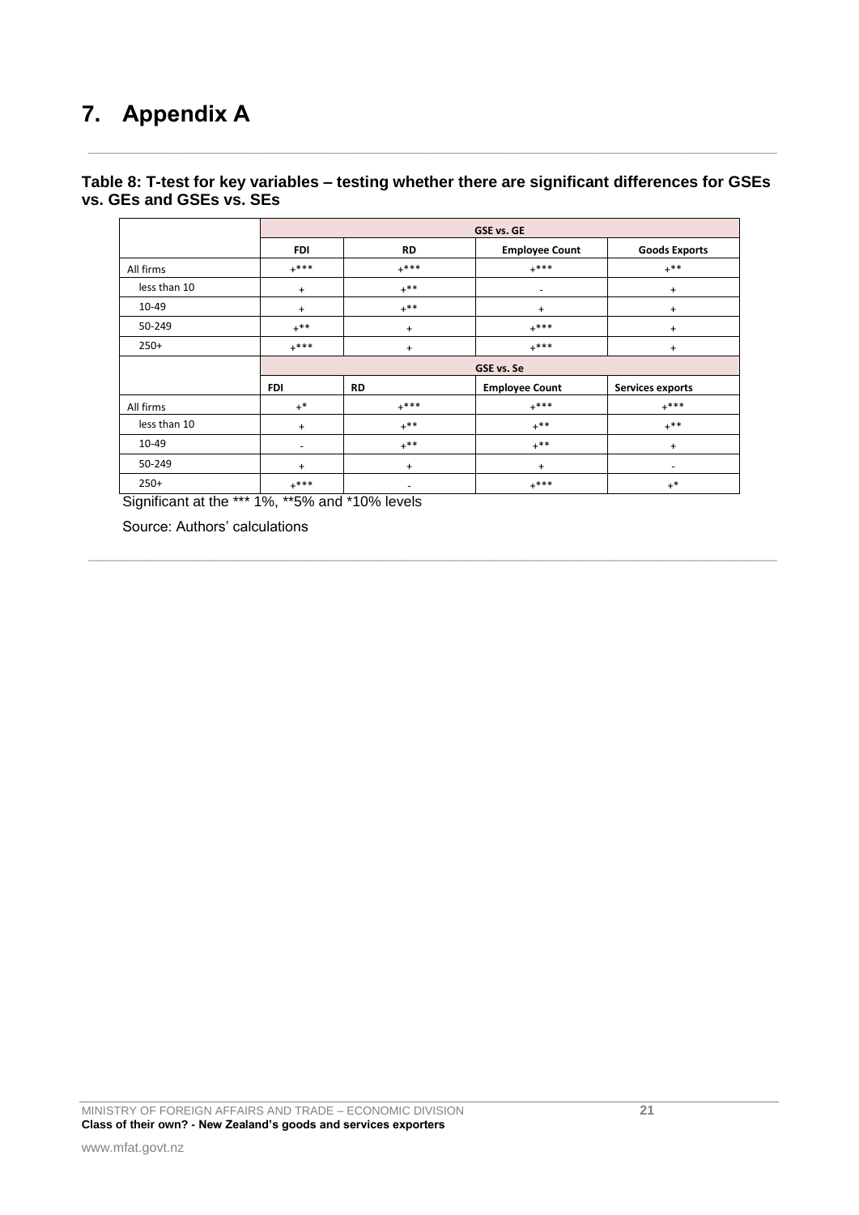# 7. Appendix A

**Table 8: T-test for key variables – testing whether there are significant differences for GSEs vs. GEs and GSEs vs. SEs**

| | GSE vs. GE | | | |
|---|---|---|---|---|
| | **FDI** | **RD** | **Employee Count** | **Goods Exports** |
| All firms | +*** | +*** | +*** | +** |
| less than 10 | + | +** | - | + |
| 10-49 | + | +** | + | + |
| 50-249 | +** | + | +*** | + |
| 250+ | +*** | + | +*** | + |
| | **GSE vs. Se** | | | |
| | **FDI** | **RD** | **Employee Count** | **Services exports** |
| All firms | +* | +*** | +*** | +*** |
| less than 10 | + | +** | +** | +** |
| 10-49 | - | +** | +** | + |
| 50-249 | + | + | + | - |
| 250+ | +*** | - | +*** | +* |

Significant at the *** 1%, **5% and *10% levels

Source: Authors' calculations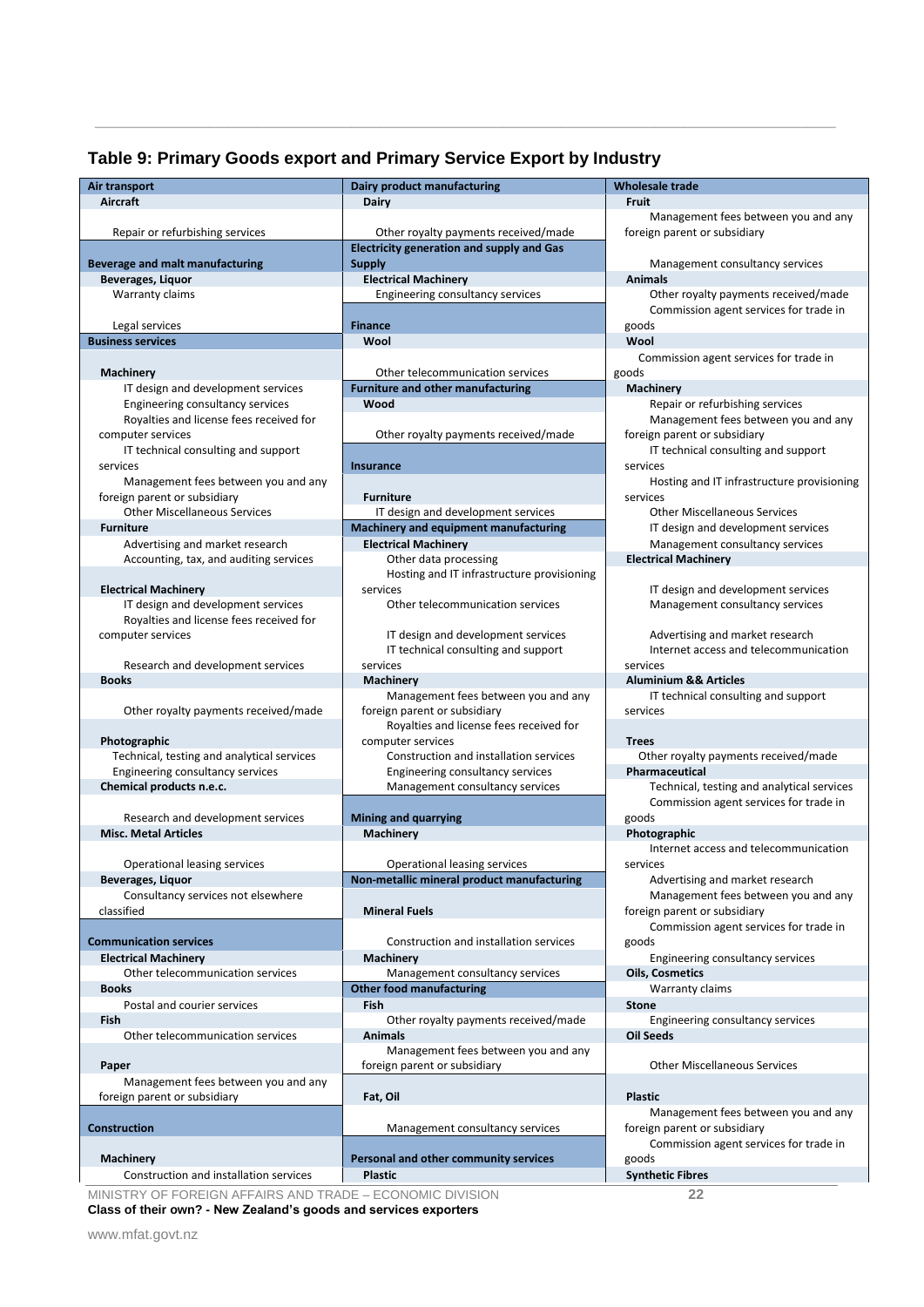## Table 9: Primary Goods export and Primary Service Export by Industry

| Column 1 | Column 2 | Column 3 |
|---|---|---|
| **Air transport** | **Dairy product manufacturing** | **Wholesale trade** |
| **Aircraft** | **Dairy** | **Fruit** |
| Repair or refurbishing services | Other royalty payments received/made | Management fees between you and any foreign parent or subsidiary |
| **Beverage and malt manufacturing** | **Electricity generation and supply and Gas Supply** | Management consultancy services |
| **Beverages, Liquor** | **Electrical Machinery** | **Animals** |
| Warranty claims | Engineering consultancy services | Other royalty payments received/made |
| Legal services | **Finance** | Commission agent services for trade in goods |
| **Business services** | **Wool** | **Wool** |
| **Machinery** | Other telecommunication services | Commission agent services for trade in goods |
| IT design and development services | **Furniture and other manufacturing** | **Machinery** |
| Engineering consultancy services | **Wood** | Repair or refurbishing services |
| Royalties and license fees received for computer services | Other royalty payments received/made | Management fees between you and any foreign parent or subsidiary |
| IT technical consulting and support services | **Insurance** | IT technical consulting and support services |
| Management fees between you and any foreign parent or subsidiary | **Furniture** | Hosting and IT infrastructure provisioning services |
| Other Miscellaneous Services | IT design and development services | Other Miscellaneous Services |
| **Furniture** | **Machinery and equipment manufacturing** | IT design and development services |
| Advertising and market research | **Electrical Machinery** | Management consultancy services |
| Accounting, tax, and auditing services | Other data processing | **Electrical Machinery** |
| **Electrical Machinery** | Hosting and IT infrastructure provisioning services | IT design and development services |
| IT design and development services | Other telecommunication services | Management consultancy services |
| Royalties and license fees received for computer services | IT design and development services | Advertising and market research |
| Research and development services | IT technical consulting and support services | Internet access and telecommunication services |
| **Books** | **Machinery** | **Aluminium && Articles** |
| Other royalty payments received/made | Management fees between you and any foreign parent or subsidiary | IT technical consulting and support services |
| **Photographic** | Royalties and license fees received for computer services | **Trees** |
| Technical, testing and analytical services | Construction and installation services | Other royalty payments received/made |
| Engineering consultancy services | Engineering consultancy services | **Pharmaceutical** |
| **Chemical products n.e.c.** | Management consultancy services | Technical, testing and analytical services |
| Research and development services | **Mining and quarrying** | Commission agent services for trade in goods |
| **Misc. Metal Articles** | **Machinery** | **Photographic** |
| Operational leasing services | Operational leasing services | Internet access and telecommunication services |
| **Beverages, Liquor** | **Non-metallic mineral product manufacturing** | Advertising and market research |
| Consultancy services not elsewhere classified | **Mineral Fuels** | Management fees between you and any foreign parent or subsidiary |
| **Communication services** | Construction and installation services | Commission agent services for trade in goods |
| **Electrical Machinery** | **Machinery** | Engineering consultancy services |
| Other telecommunication services | Management consultancy services | **Oils, Cosmetics** |
| **Books** | **Other food manufacturing** | Warranty claims |
| Postal and courier services | **Fish** | **Stone** |
| **Fish** | Other royalty payments received/made | Engineering consultancy services |
| Other telecommunication services | **Animals** | **Oil Seeds** |
| **Paper** | Management fees between you and any foreign parent or subsidiary | Other Miscellaneous Services |
| Management fees between you and any foreign parent or subsidiary | **Fat, Oil** | **Plastic** |
| **Construction** | Management consultancy services | Management fees between you and any foreign parent or subsidiary |
| **Machinery** | **Personal and other community services** | Commission agent services for trade in goods |
| Construction and installation services | **Plastic** | **Synthetic Fibres** |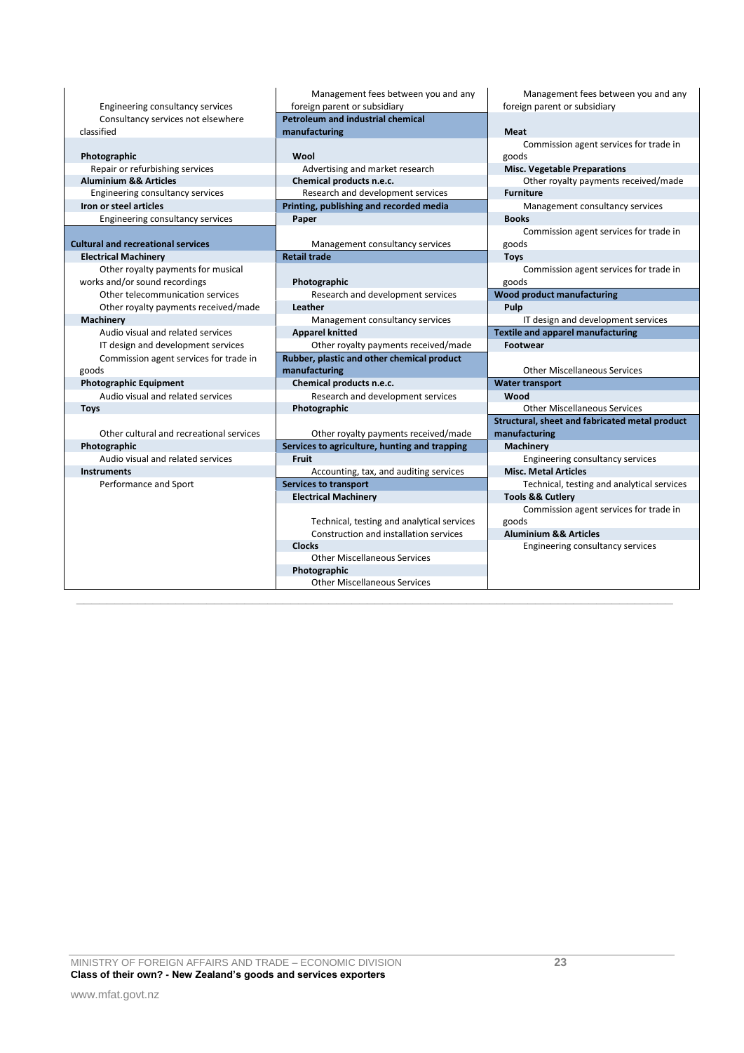| | | |
|---|---|---|
| Engineering consultancy services | Management fees between you and any foreign parent or subsidiary | Management fees between you and any foreign parent or subsidiary |
| Consultancy services not elsewhere classified | **Petroleum and industrial chemical manufacturing** | **Meat** |
| **Photographic** | **Wool** | Commission agent services for trade in goods |
| Repair or refurbishing services | Advertising and market research | **Misc. Vegetable Preparations** |
| **Aluminium && Articles** | **Chemical products n.e.c.** | Other royalty payments received/made |
| Engineering consultancy services | Research and development services | **Furniture** |
| **Iron or steel articles** | **Printing, publishing and recorded media** | Management consultancy services |
| Engineering consultancy services | **Paper** | **Books** |
| **Cultural and recreational services** | Management consultancy services | Commission agent services for trade in goods |
| **Electrical Machinery** | **Retail trade** | **Toys** |
| Other royalty payments for musical works and/or sound recordings | **Photographic** | Commission agent services for trade in goods |
| Other telecommunication services | Research and development services | **Wood product manufacturing** |
| Other royalty payments received/made | **Leather** | **Pulp** |
| **Machinery** | Management consultancy services | IT design and development services |
| Audio visual and related services | **Apparel knitted** | **Textile and apparel manufacturing** |
| IT design and development services | Other royalty payments received/made | **Footwear** |
| Commission agent services for trade in goods | **Rubber, plastic and other chemical product manufacturing** | Other Miscellaneous Services |
| **Photographic Equipment** | **Chemical products n.e.c.** | **Water transport** |
| Audio visual and related services | Research and development services | **Wood** |
| **Toys** | **Photographic** | Other Miscellaneous Services |
| Other cultural and recreational services | Other royalty payments received/made | **Structural, sheet and fabricated metal product manufacturing** |
| **Photographic** | **Services to agriculture, hunting and trapping** | **Machinery** |
| Audio visual and related services | **Fruit** | Engineering consultancy services |
| **Instruments** | Accounting, tax, and auditing services | **Misc. Metal Articles** |
| Performance and Sport | **Services to transport** | Technical, testing and analytical services |
| | **Electrical Machinery** | **Tools && Cutlery** |
| | Technical, testing and analytical services | Commission agent services for trade in goods |
| | Construction and installation services | **Aluminium && Articles** |
| | **Clocks** | Engineering consultancy services |
| | Other Miscellaneous Services | |
| | **Photographic** | |
| | Other Miscellaneous Services | |